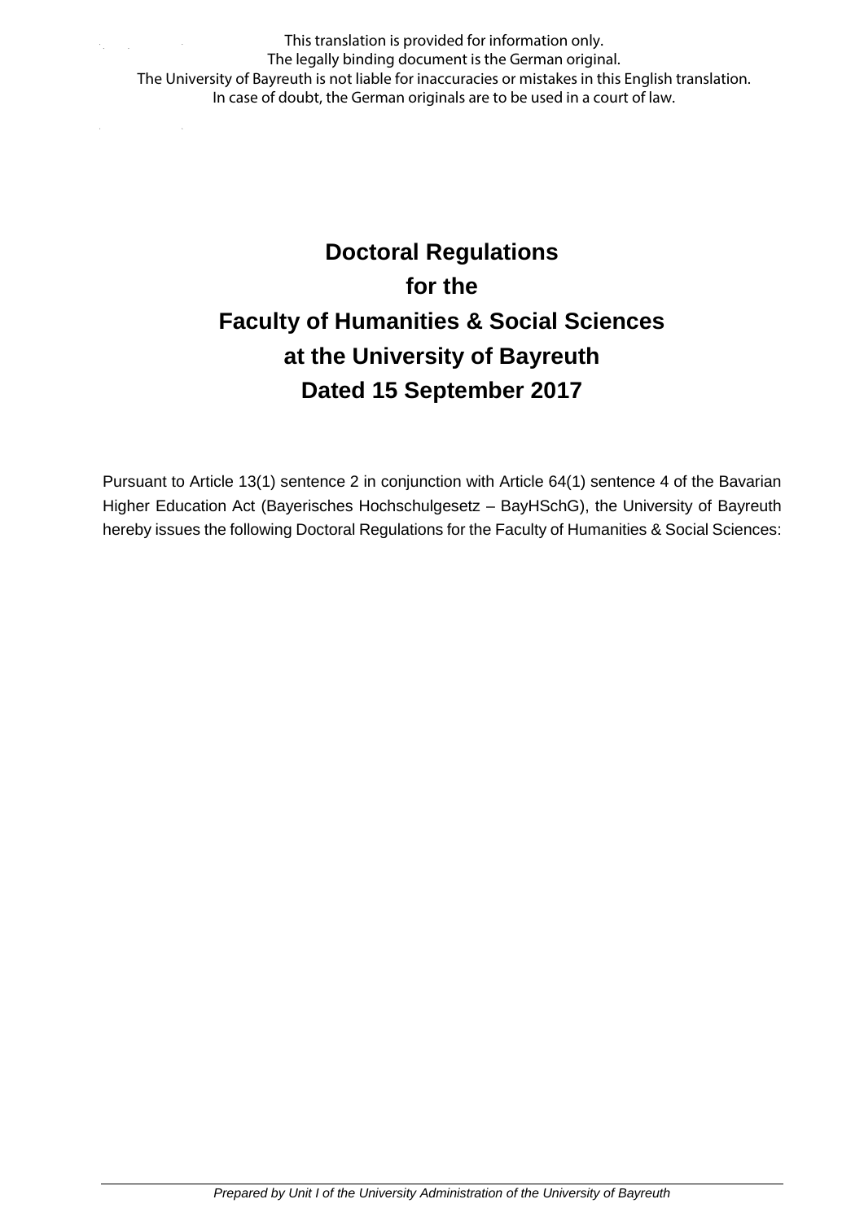This translation is provided for information only.
The legally binding document is the German original.
The University of Bayreuth is not liable for inaccuracies or mistakes in this English translation.
In case of doubt, the German originals are to be used in a court of law.

# Doctoral Regulations for the Faculty of Humanities & Social Sciences at the University of Bayreuth Dated 15 September 2017

Pursuant to Article 13(1) sentence 2 in conjunction with Article 64(1) sentence 4 of the Bavarian Higher Education Act (Bayerisches Hochschulgesetz – BayHSchG), the University of Bayreuth hereby issues the following Doctoral Regulations for the Faculty of Humanities & Social Sciences: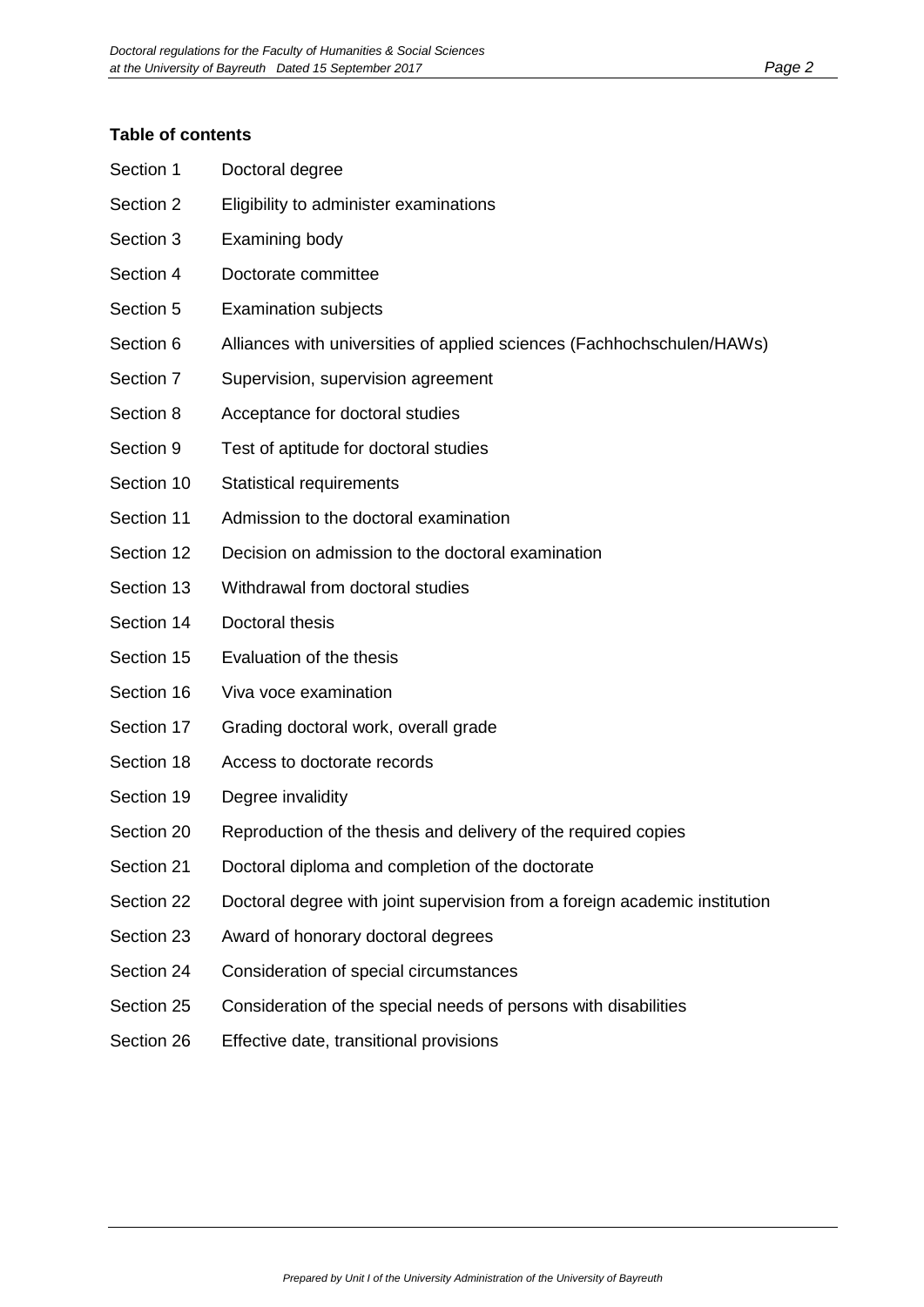**Table of contents**

| | |
|---|---|
| Section 1 | Doctoral degree |
| Section 2 | Eligibility to administer examinations |
| Section 3 | Examining body |
| Section 4 | Doctorate committee |
| Section 5 | Examination subjects |
| Section 6 | Alliances with universities of applied sciences (Fachhochschulen/HAWs) |
| Section 7 | Supervision, supervision agreement |
| Section 8 | Acceptance for doctoral studies |
| Section 9 | Test of aptitude for doctoral studies |
| Section 10 | Statistical requirements |
| Section 11 | Admission to the doctoral examination |
| Section 12 | Decision on admission to the doctoral examination |
| Section 13 | Withdrawal from doctoral studies |
| Section 14 | Doctoral thesis |
| Section 15 | Evaluation of the thesis |
| Section 16 | Viva voce examination |
| Section 17 | Grading doctoral work, overall grade |
| Section 18 | Access to doctorate records |
| Section 19 | Degree invalidity |
| Section 20 | Reproduction of the thesis and delivery of the required copies |
| Section 21 | Doctoral diploma and completion of the doctorate |
| Section 22 | Doctoral degree with joint supervision from a foreign academic institution |
| Section 23 | Award of honorary doctoral degrees |
| Section 24 | Consideration of special circumstances |
| Section 25 | Consideration of the special needs of persons with disabilities |
| Section 26 | Effective date, transitional provisions |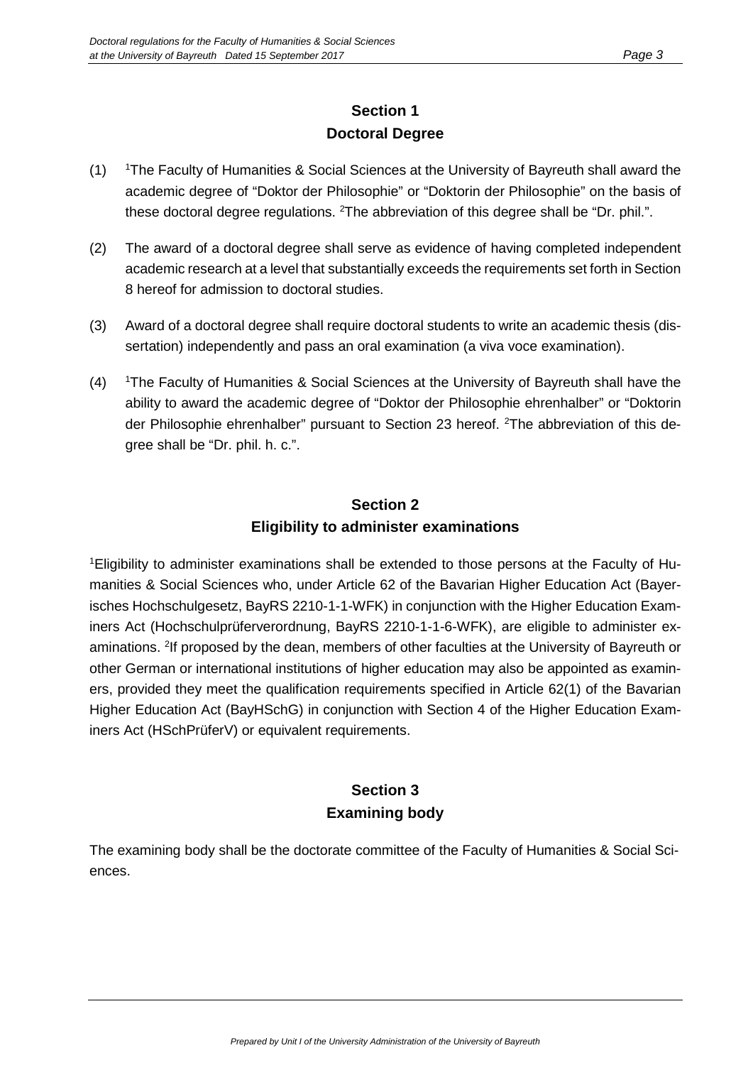## Section 1
## Doctoral Degree

(1) [1]The Faculty of Humanities & Social Sciences at the University of Bayreuth shall award the academic degree of "Doktor der Philosophie" or "Doktorin der Philosophie" on the basis of these doctoral degree regulations. [2]The abbreviation of this degree shall be "Dr. phil.".

(2) The award of a doctoral degree shall serve as evidence of having completed independent academic research at a level that substantially exceeds the requirements set forth in Section 8 hereof for admission to doctoral studies.

(3) Award of a doctoral degree shall require doctoral students to write an academic thesis (dissertation) independently and pass an oral examination (a viva voce examination).

(4) [1]The Faculty of Humanities & Social Sciences at the University of Bayreuth shall have the ability to award the academic degree of "Doktor der Philosophie ehrenhalber" or "Doktorin der Philosophie ehrenhalber" pursuant to Section 23 hereof. [2]The abbreviation of this degree shall be "Dr. phil. h. c.".

## Section 2
## Eligibility to administer examinations

[1]Eligibility to administer examinations shall be extended to those persons at the Faculty of Humanities & Social Sciences who, under Article 62 of the Bavarian Higher Education Act (Bayerisches Hochschulgesetz, BayRS 2210-1-1-WFK) in conjunction with the Higher Education Examiners Act (Hochschulprüferverordnung, BayRS 2210-1-1-6-WFK), are eligible to administer examinations. [2]If proposed by the dean, members of other faculties at the University of Bayreuth or other German or international institutions of higher education may also be appointed as examiners, provided they meet the qualification requirements specified in Article 62(1) of the Bavarian Higher Education Act (BayHSchG) in conjunction with Section 4 of the Higher Education Examiners Act (HSchPrüferV) or equivalent requirements.

## Section 3
## Examining body

The examining body shall be the doctorate committee of the Faculty of Humanities & Social Sciences.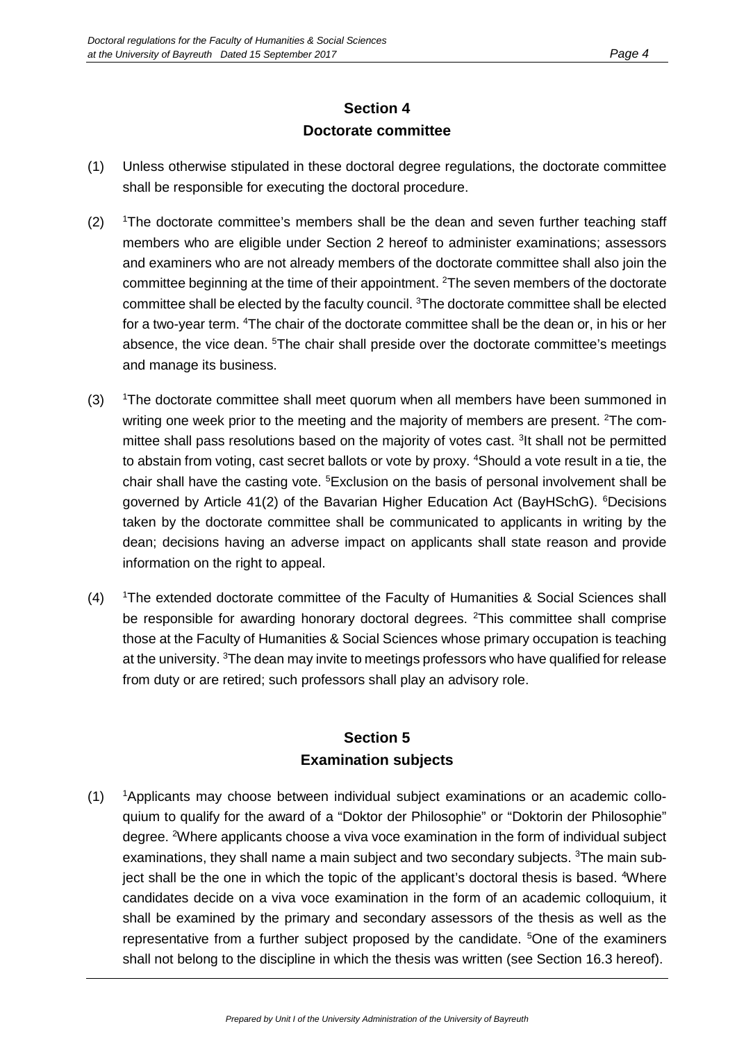## Section 4
## Doctorate committee

(1) Unless otherwise stipulated in these doctoral degree regulations, the doctorate committee shall be responsible for executing the doctoral procedure.

(2) [1]The doctorate committee's members shall be the dean and seven further teaching staff members who are eligible under Section 2 hereof to administer examinations; assessors and examiners who are not already members of the doctorate committee shall also join the committee beginning at the time of their appointment. [2]The seven members of the doctorate committee shall be elected by the faculty council. [3]The doctorate committee shall be elected for a two-year term. [4]The chair of the doctorate committee shall be the dean or, in his or her absence, the vice dean. [5]The chair shall preside over the doctorate committee's meetings and manage its business.

(3) [1]The doctorate committee shall meet quorum when all members have been summoned in writing one week prior to the meeting and the majority of members are present. [2]The committee shall pass resolutions based on the majority of votes cast. [3]It shall not be permitted to abstain from voting, cast secret ballots or vote by proxy. [4]Should a vote result in a tie, the chair shall have the casting vote. [5]Exclusion on the basis of personal involvement shall be governed by Article 41(2) of the Bavarian Higher Education Act (BayHSchG). [6]Decisions taken by the doctorate committee shall be communicated to applicants in writing by the dean; decisions having an adverse impact on applicants shall state reason and provide information on the right to appeal.

(4) [1]The extended doctorate committee of the Faculty of Humanities & Social Sciences shall be responsible for awarding honorary doctoral degrees. [2]This committee shall comprise those at the Faculty of Humanities & Social Sciences whose primary occupation is teaching at the university. [3]The dean may invite to meetings professors who have qualified for release from duty or are retired; such professors shall play an advisory role.

## Section 5
## Examination subjects

(1) [1]Applicants may choose between individual subject examinations or an academic colloquium to qualify for the award of a "Doktor der Philosophie" or "Doktorin der Philosophie" degree. [2]Where applicants choose a viva voce examination in the form of individual subject examinations, they shall name a main subject and two secondary subjects. [3]The main subject shall be the one in which the topic of the applicant's doctoral thesis is based. [4]Where candidates decide on a viva voce examination in the form of an academic colloquium, it shall be examined by the primary and secondary assessors of the thesis as well as the representative from a further subject proposed by the candidate. [5]One of the examiners shall not belong to the discipline in which the thesis was written (see Section 16.3 hereof).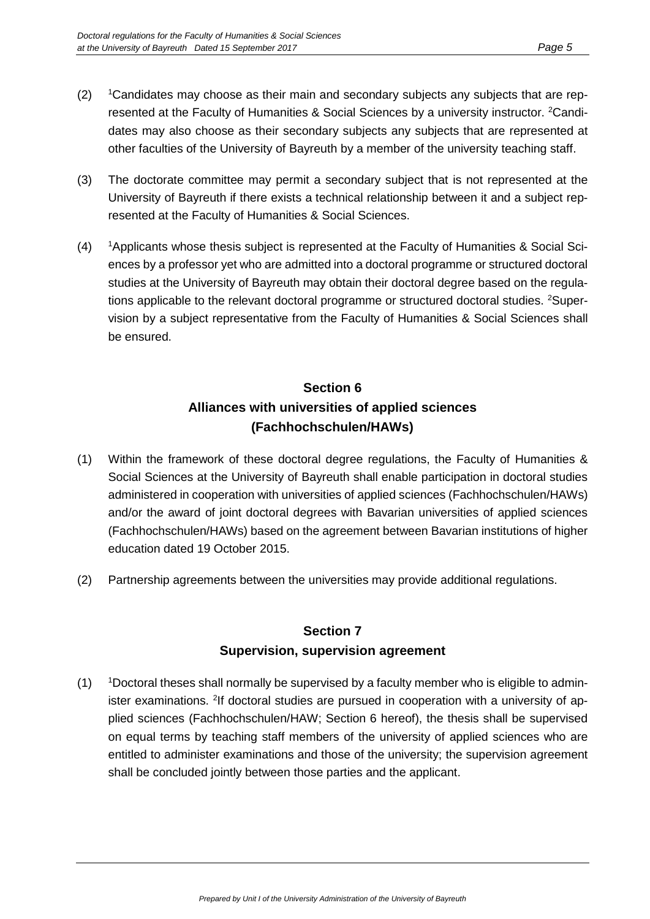(2) [1]Candidates may choose as their main and secondary subjects any subjects that are represented at the Faculty of Humanities & Social Sciences by a university instructor. [2]Candidates may also choose as their secondary subjects any subjects that are represented at other faculties of the University of Bayreuth by a member of the university teaching staff.

(3) The doctorate committee may permit a secondary subject that is not represented at the University of Bayreuth if there exists a technical relationship between it and a subject represented at the Faculty of Humanities & Social Sciences.

(4) [1]Applicants whose thesis subject is represented at the Faculty of Humanities & Social Sciences by a professor yet who are admitted into a doctoral programme or structured doctoral studies at the University of Bayreuth may obtain their doctoral degree based on the regulations applicable to the relevant doctoral programme or structured doctoral studies. [2]Supervision by a subject representative from the Faculty of Humanities & Social Sciences shall be ensured.

## Section 6
## Alliances with universities of applied sciences (Fachhochschulen/HAWs)

(1) Within the framework of these doctoral degree regulations, the Faculty of Humanities & Social Sciences at the University of Bayreuth shall enable participation in doctoral studies administered in cooperation with universities of applied sciences (Fachhochschulen/HAWs) and/or the award of joint doctoral degrees with Bavarian universities of applied sciences (Fachhochschulen/HAWs) based on the agreement between Bavarian institutions of higher education dated 19 October 2015.

(2) Partnership agreements between the universities may provide additional regulations.

## Section 7
## Supervision, supervision agreement

(1) [1]Doctoral theses shall normally be supervised by a faculty member who is eligible to administer examinations. [2]If doctoral studies are pursued in cooperation with a university of applied sciences (Fachhochschulen/HAW; Section 6 hereof), the thesis shall be supervised on equal terms by teaching staff members of the university of applied sciences who are entitled to administer examinations and those of the university; the supervision agreement shall be concluded jointly between those parties and the applicant.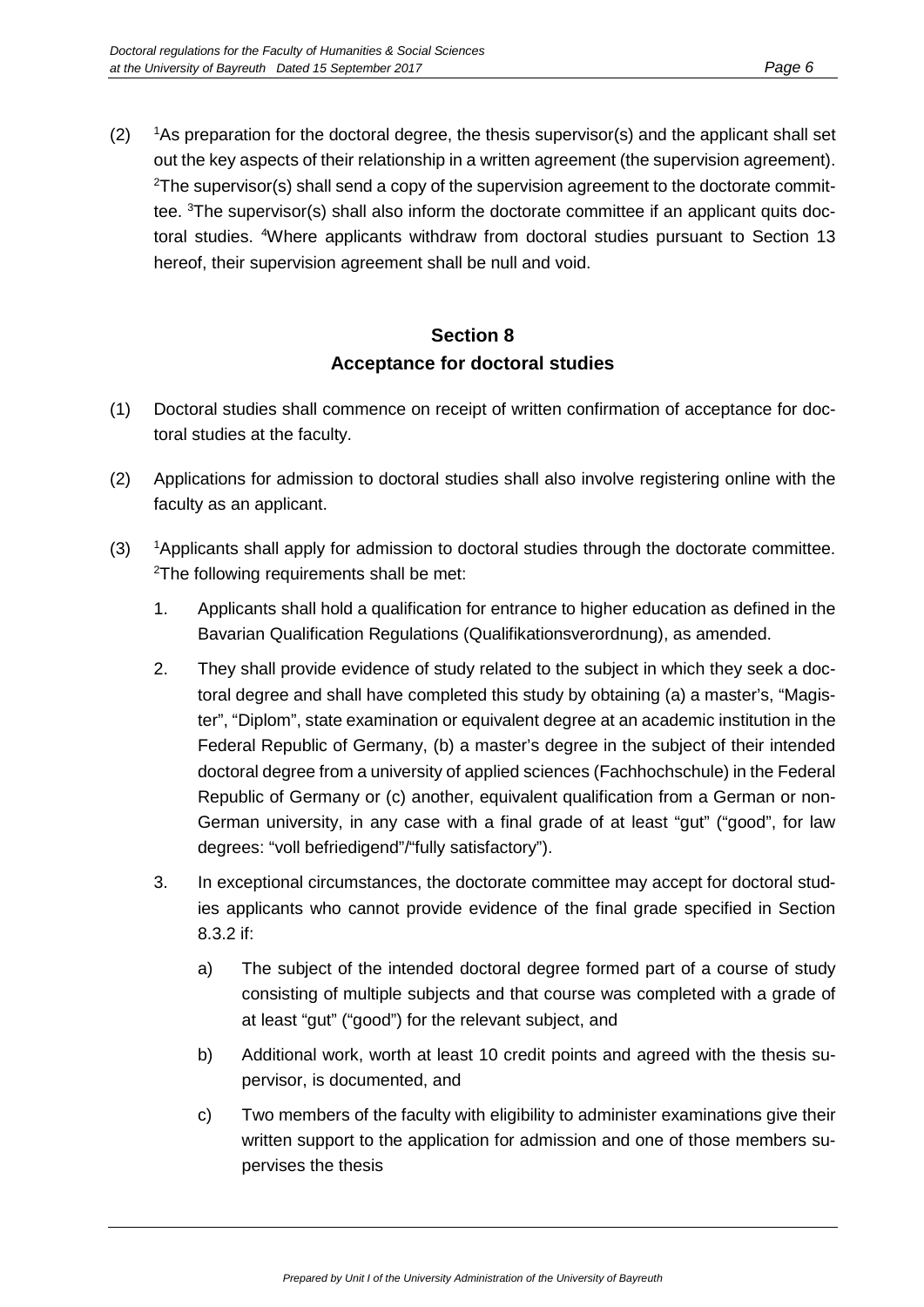(2) [1]As preparation for the doctoral degree, the thesis supervisor(s) and the applicant shall set out the key aspects of their relationship in a written agreement (the supervision agreement). [2]The supervisor(s) shall send a copy of the supervision agreement to the doctorate committee. [3]The supervisor(s) shall also inform the doctorate committee if an applicant quits doctoral studies. [4]Where applicants withdraw from doctoral studies pursuant to Section 13 hereof, their supervision agreement shall be null and void.

## Section 8
## Acceptance for doctoral studies

(1) Doctoral studies shall commence on receipt of written confirmation of acceptance for doctoral studies at the faculty.

(2) Applications for admission to doctoral studies shall also involve registering online with the faculty as an applicant.

(3) [1]Applicants shall apply for admission to doctoral studies through the doctorate committee. [2]The following requirements shall be met:

1. Applicants shall hold a qualification for entrance to higher education as defined in the Bavarian Qualification Regulations (Qualifikationsverordnung), as amended.

2. They shall provide evidence of study related to the subject in which they seek a doctoral degree and shall have completed this study by obtaining (a) a master's, "Magister", "Diplom", state examination or equivalent degree at an academic institution in the Federal Republic of Germany, (b) a master's degree in the subject of their intended doctoral degree from a university of applied sciences (Fachhochschule) in the Federal Republic of Germany or (c) another, equivalent qualification from a German or non-German university, in any case with a final grade of at least "gut" ("good", for law degrees: "voll befriedigend"/"fully satisfactory").

3. In exceptional circumstances, the doctorate committee may accept for doctoral studies applicants who cannot provide evidence of the final grade specified in Section 8.3.2 if:

   a) The subject of the intended doctoral degree formed part of a course of study consisting of multiple subjects and that course was completed with a grade of at least "gut" ("good") for the relevant subject, and

   b) Additional work, worth at least 10 credit points and agreed with the thesis supervisor, is documented, and

   c) Two members of the faculty with eligibility to administer examinations give their written support to the application for admission and one of those members supervises the thesis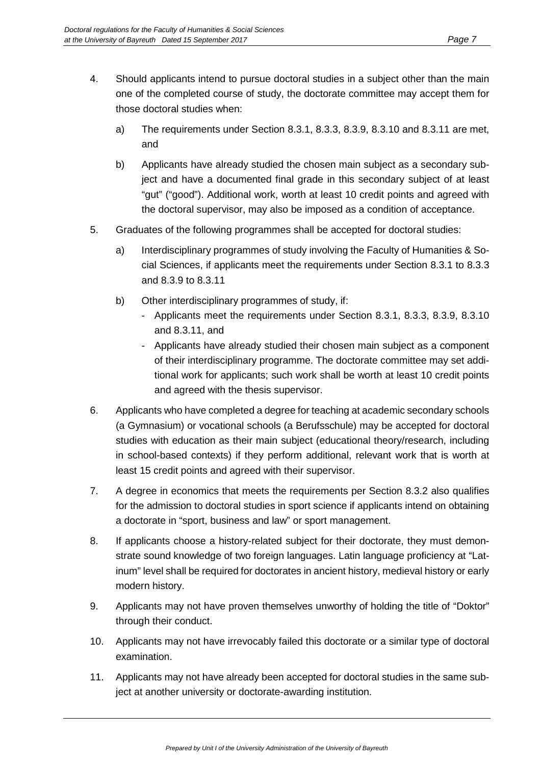4. Should applicants intend to pursue doctoral studies in a subject other than the main one of the completed course of study, the doctorate committee may accept them for those doctoral studies when:

    a) The requirements under Section 8.3.1, 8.3.3, 8.3.9, 8.3.10 and 8.3.11 are met, and

    b) Applicants have already studied the chosen main subject as a secondary subject and have a documented final grade in this secondary subject of at least "gut" ("good"). Additional work, worth at least 10 credit points and agreed with the doctoral supervisor, may also be imposed as a condition of acceptance.

5. Graduates of the following programmes shall be accepted for doctoral studies:

    a) Interdisciplinary programmes of study involving the Faculty of Humanities & Social Sciences, if applicants meet the requirements under Section 8.3.1 to 8.3.3 and 8.3.9 to 8.3.11

    b) Other interdisciplinary programmes of study, if:
        - Applicants meet the requirements under Section 8.3.1, 8.3.3, 8.3.9, 8.3.10 and 8.3.11, and
        - Applicants have already studied their chosen main subject as a component of their interdisciplinary programme. The doctorate committee may set additional work for applicants; such work shall be worth at least 10 credit points and agreed with the thesis supervisor.

6. Applicants who have completed a degree for teaching at academic secondary schools (a Gymnasium) or vocational schools (a Berufsschule) may be accepted for doctoral studies with education as their main subject (educational theory/research, including in school-based contexts) if they perform additional, relevant work that is worth at least 15 credit points and agreed with their supervisor.

7. A degree in economics that meets the requirements per Section 8.3.2 also qualifies for the admission to doctoral studies in sport science if applicants intend on obtaining a doctorate in "sport, business and law" or sport management.

8. If applicants choose a history-related subject for their doctorate, they must demonstrate sound knowledge of two foreign languages. Latin language proficiency at "Latinum" level shall be required for doctorates in ancient history, medieval history or early modern history.

9. Applicants may not have proven themselves unworthy of holding the title of "Doktor" through their conduct.

10. Applicants may not have irrevocably failed this doctorate or a similar type of doctoral examination.

11. Applicants may not have already been accepted for doctoral studies in the same subject at another university or doctorate-awarding institution.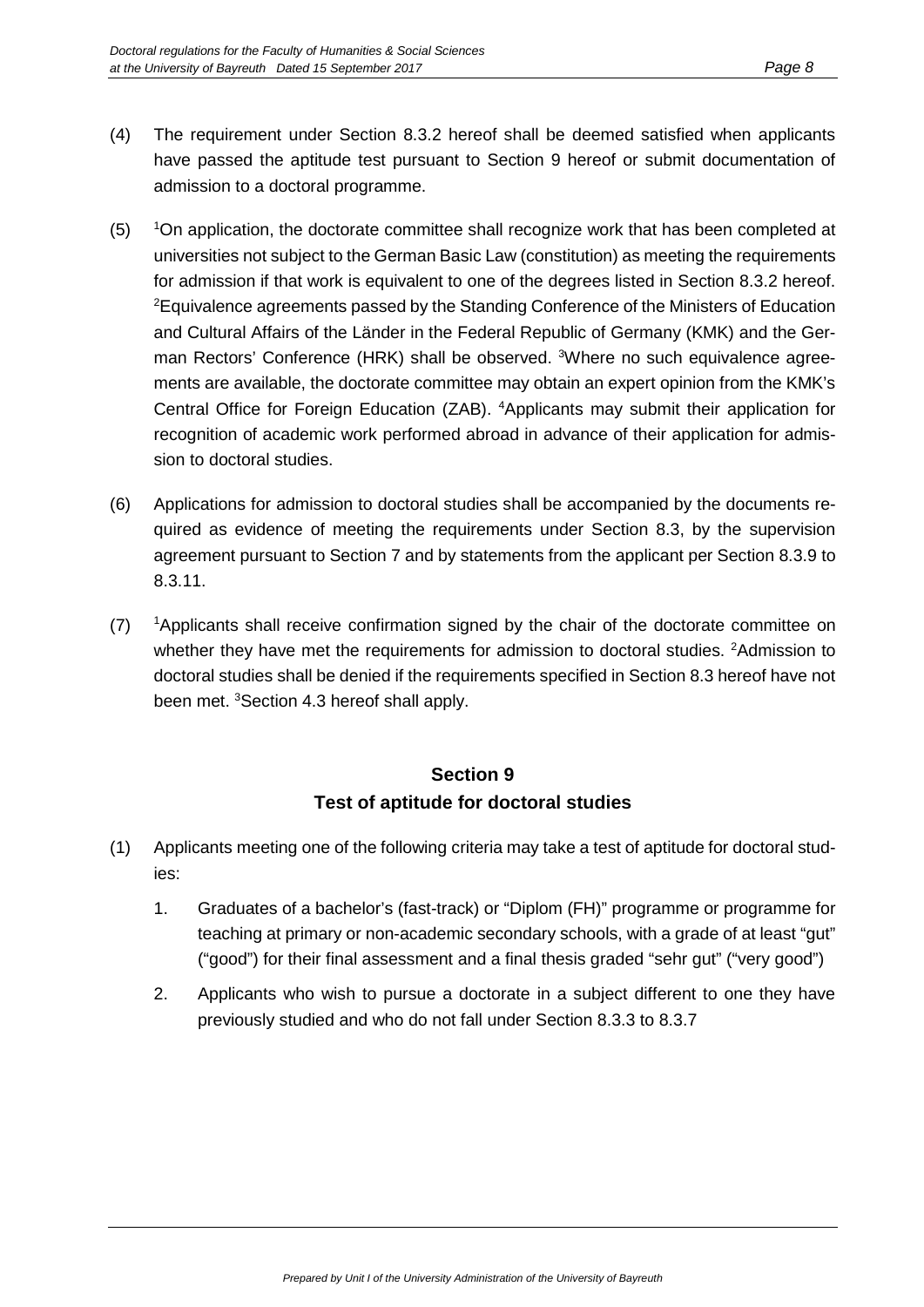(4) The requirement under Section 8.3.2 hereof shall be deemed satisfied when applicants have passed the aptitude test pursuant to Section 9 hereof or submit documentation of admission to a doctoral programme.

(5) [1]On application, the doctorate committee shall recognize work that has been completed at universities not subject to the German Basic Law (constitution) as meeting the requirements for admission if that work is equivalent to one of the degrees listed in Section 8.3.2 hereof. [2]Equivalence agreements passed by the Standing Conference of the Ministers of Education and Cultural Affairs of the Länder in the Federal Republic of Germany (KMK) and the German Rectors' Conference (HRK) shall be observed. [3]Where no such equivalence agreements are available, the doctorate committee may obtain an expert opinion from the KMK's Central Office for Foreign Education (ZAB). [4]Applicants may submit their application for recognition of academic work performed abroad in advance of their application for admission to doctoral studies.

(6) Applications for admission to doctoral studies shall be accompanied by the documents required as evidence of meeting the requirements under Section 8.3, by the supervision agreement pursuant to Section 7 and by statements from the applicant per Section 8.3.9 to 8.3.11.

(7) [1]Applicants shall receive confirmation signed by the chair of the doctorate committee on whether they have met the requirements for admission to doctoral studies. [2]Admission to doctoral studies shall be denied if the requirements specified in Section 8.3 hereof have not been met. [3]Section 4.3 hereof shall apply.

## Section 9
## Test of aptitude for doctoral studies

(1) Applicants meeting one of the following criteria may take a test of aptitude for doctoral studies:

1. Graduates of a bachelor's (fast-track) or "Diplom (FH)" programme or programme for teaching at primary or non-academic secondary schools, with a grade of at least "gut" ("good") for their final assessment and a final thesis graded "sehr gut" ("very good")

2. Applicants who wish to pursue a doctorate in a subject different to one they have previously studied and who do not fall under Section 8.3.3 to 8.3.7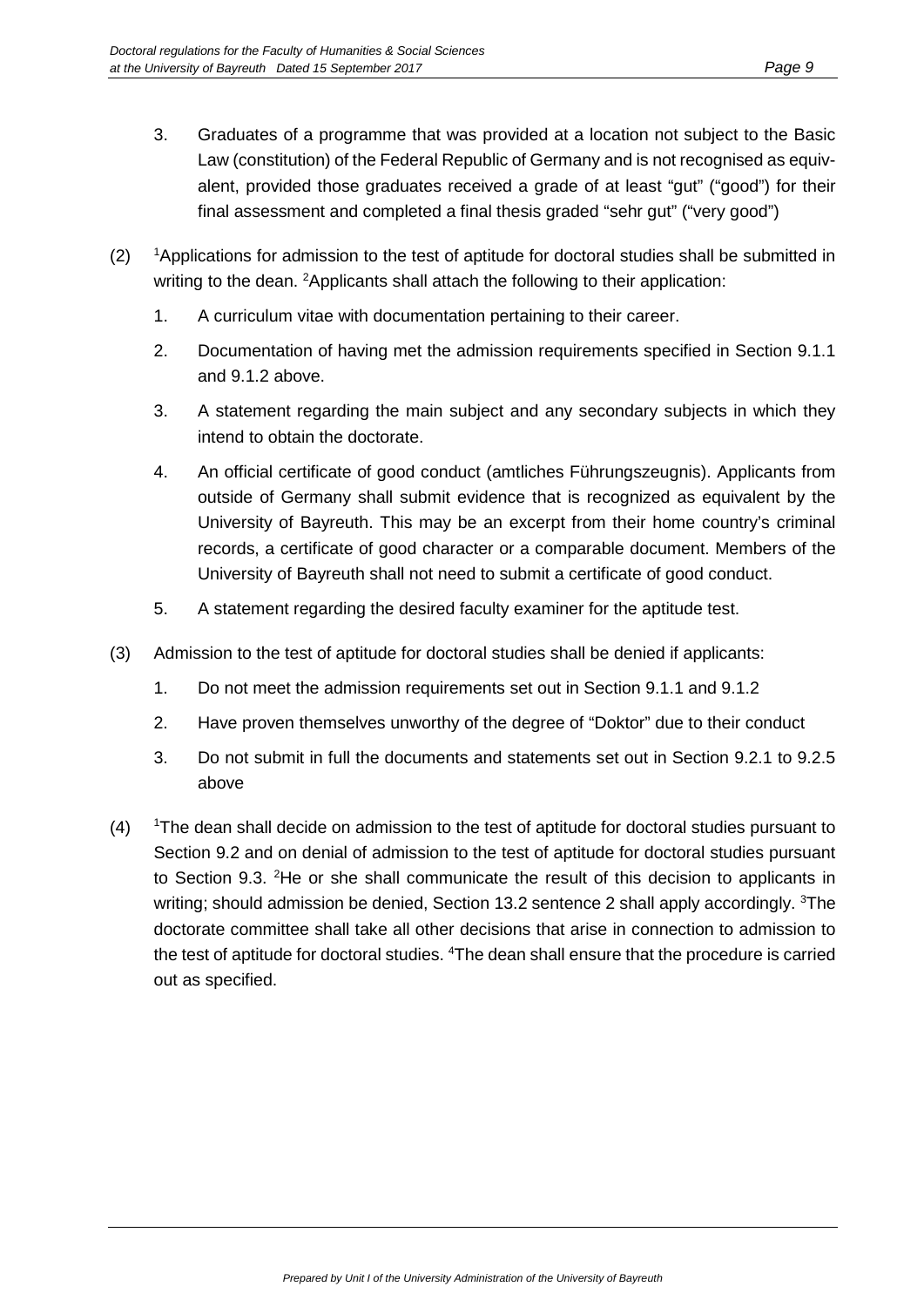3. Graduates of a programme that was provided at a location not subject to the Basic Law (constitution) of the Federal Republic of Germany and is not recognised as equivalent, provided those graduates received a grade of at least “gut” (“good”) for their final assessment and completed a final thesis graded “sehr gut” (“very good”)

(2) [1]Applications for admission to the test of aptitude for doctoral studies shall be submitted in writing to the dean. [2]Applicants shall attach the following to their application:

1. A curriculum vitae with documentation pertaining to their career.
2. Documentation of having met the admission requirements specified in Section 9.1.1 and 9.1.2 above.
3. A statement regarding the main subject and any secondary subjects in which they intend to obtain the doctorate.
4. An official certificate of good conduct (amtliches Führungszeugnis). Applicants from outside of Germany shall submit evidence that is recognized as equivalent by the University of Bayreuth. This may be an excerpt from their home country’s criminal records, a certificate of good character or a comparable document. Members of the University of Bayreuth shall not need to submit a certificate of good conduct.
5. A statement regarding the desired faculty examiner for the aptitude test.

(3) Admission to the test of aptitude for doctoral studies shall be denied if applicants:

1. Do not meet the admission requirements set out in Section 9.1.1 and 9.1.2
2. Have proven themselves unworthy of the degree of “Doktor” due to their conduct
3. Do not submit in full the documents and statements set out in Section 9.2.1 to 9.2.5 above

(4) [1]The dean shall decide on admission to the test of aptitude for doctoral studies pursuant to Section 9.2 and on denial of admission to the test of aptitude for doctoral studies pursuant to Section 9.3. [2]He or she shall communicate the result of this decision to applicants in writing; should admission be denied, Section 13.2 sentence 2 shall apply accordingly. [3]The doctorate committee shall take all other decisions that arise in connection to admission to the test of aptitude for doctoral studies. [4]The dean shall ensure that the procedure is carried out as specified.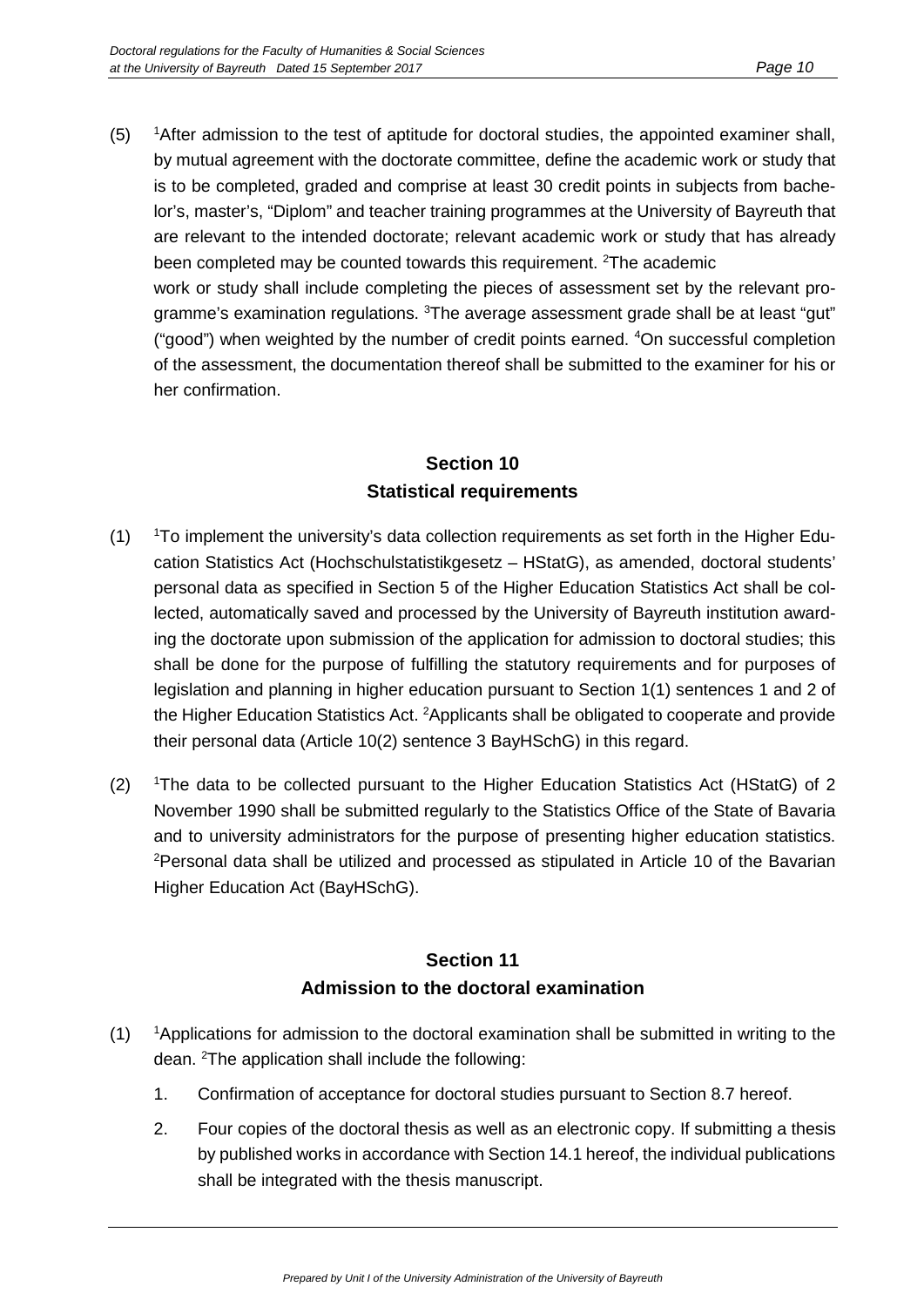(5) [1]After admission to the test of aptitude for doctoral studies, the appointed examiner shall, by mutual agreement with the doctorate committee, define the academic work or study that is to be completed, graded and comprise at least 30 credit points in subjects from bachelor's, master's, "Diplom" and teacher training programmes at the University of Bayreuth that are relevant to the intended doctorate; relevant academic work or study that has already been completed may be counted towards this requirement. [2]The academic work or study shall include completing the pieces of assessment set by the relevant programme's examination regulations. [3]The average assessment grade shall be at least "gut" ("good") when weighted by the number of credit points earned. [4]On successful completion of the assessment, the documentation thereof shall be submitted to the examiner for his or her confirmation.

## Section 10
## Statistical requirements

(1) [1]To implement the university's data collection requirements as set forth in the Higher Education Statistics Act (Hochschulstatistikgesetz – HStatG), as amended, doctoral students' personal data as specified in Section 5 of the Higher Education Statistics Act shall be collected, automatically saved and processed by the University of Bayreuth institution awarding the doctorate upon submission of the application for admission to doctoral studies; this shall be done for the purpose of fulfilling the statutory requirements and for purposes of legislation and planning in higher education pursuant to Section 1(1) sentences 1 and 2 of the Higher Education Statistics Act. [2]Applicants shall be obligated to cooperate and provide their personal data (Article 10(2) sentence 3 BayHSchG) in this regard.

(2) [1]The data to be collected pursuant to the Higher Education Statistics Act (HStatG) of 2 November 1990 shall be submitted regularly to the Statistics Office of the State of Bavaria and to university administrators for the purpose of presenting higher education statistics. [2]Personal data shall be utilized and processed as stipulated in Article 10 of the Bavarian Higher Education Act (BayHSchG).

## Section 11
## Admission to the doctoral examination

(1) [1]Applications for admission to the doctoral examination shall be submitted in writing to the dean. [2]The application shall include the following:

1. Confirmation of acceptance for doctoral studies pursuant to Section 8.7 hereof.
2. Four copies of the doctoral thesis as well as an electronic copy. If submitting a thesis by published works in accordance with Section 14.1 hereof, the individual publications shall be integrated with the thesis manuscript.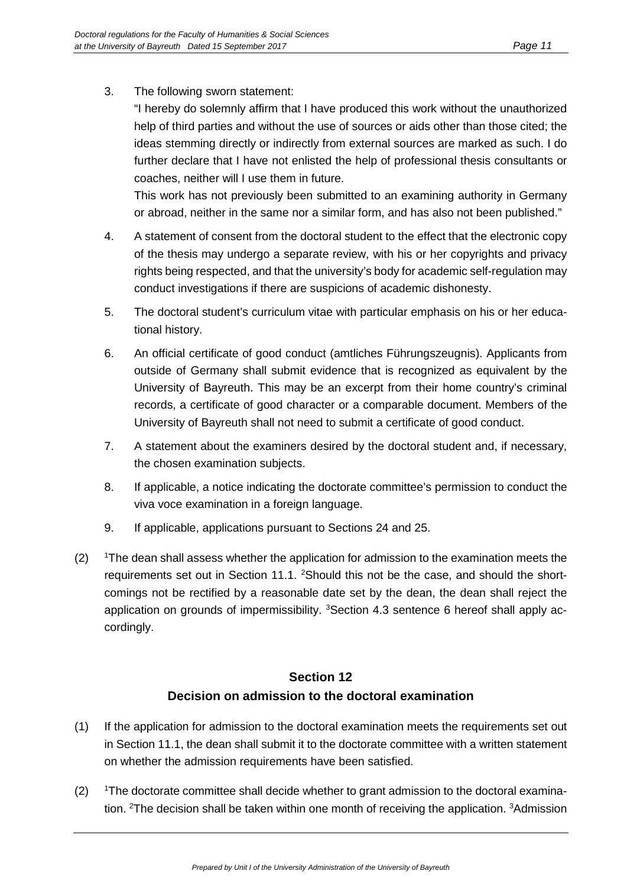3. The following sworn statement:

   "I hereby do solemnly affirm that I have produced this work without the unauthorized help of third parties and without the use of sources or aids other than those cited; the ideas stemming directly or indirectly from external sources are marked as such. I do further declare that I have not enlisted the help of professional thesis consultants or coaches, neither will I use them in future.

   This work has not previously been submitted to an examining authority in Germany or abroad, neither in the same nor a similar form, and has also not been published."

4. A statement of consent from the doctoral student to the effect that the electronic copy of the thesis may undergo a separate review, with his or her copyrights and privacy rights being respected, and that the university's body for academic self-regulation may conduct investigations if there are suspicions of academic dishonesty.

5. The doctoral student's curriculum vitae with particular emphasis on his or her educational history.

6. An official certificate of good conduct (amtliches Führungszeugnis). Applicants from outside of Germany shall submit evidence that is recognized as equivalent by the University of Bayreuth. This may be an excerpt from their home country's criminal records, a certificate of good character or a comparable document. Members of the University of Bayreuth shall not need to submit a certificate of good conduct.

7. A statement about the examiners desired by the doctoral student and, if necessary, the chosen examination subjects.

8. If applicable, a notice indicating the doctorate committee's permission to conduct the viva voce examination in a foreign language.

9. If applicable, applications pursuant to Sections 24 and 25.

(2) [1]The dean shall assess whether the application for admission to the examination meets the requirements set out in Section 11.1. [2]Should this not be the case, and should the shortcomings not be rectified by a reasonable date set by the dean, the dean shall reject the application on grounds of impermissibility. [3]Section 4.3 sentence 6 hereof shall apply accordingly.

## Section 12
## Decision on admission to the doctoral examination

(1) If the application for admission to the doctoral examination meets the requirements set out in Section 11.1, the dean shall submit it to the doctorate committee with a written statement on whether the admission requirements have been satisfied.

(2) [1]The doctorate committee shall decide whether to grant admission to the doctoral examination. [2]The decision shall be taken within one month of receiving the application. [3]Admission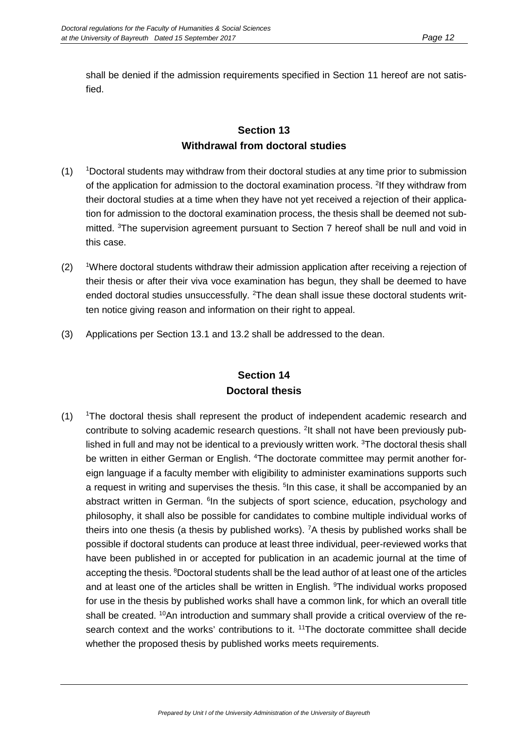shall be denied if the admission requirements specified in Section 11 hereof are not satisfied.

## Section 13
## Withdrawal from doctoral studies

(1) [1]Doctoral students may withdraw from their doctoral studies at any time prior to submission of the application for admission to the doctoral examination process. [2]If they withdraw from their doctoral studies at a time when they have not yet received a rejection of their application for admission to the doctoral examination process, the thesis shall be deemed not submitted. [3]The supervision agreement pursuant to Section 7 hereof shall be null and void in this case.

(2) [1]Where doctoral students withdraw their admission application after receiving a rejection of their thesis or after their viva voce examination has begun, they shall be deemed to have ended doctoral studies unsuccessfully. [2]The dean shall issue these doctoral students written notice giving reason and information on their right to appeal.

(3) Applications per Section 13.1 and 13.2 shall be addressed to the dean.

## Section 14
## Doctoral thesis

(1) [1]The doctoral thesis shall represent the product of independent academic research and contribute to solving academic research questions. [2]It shall not have been previously published in full and may not be identical to a previously written work. [3]The doctoral thesis shall be written in either German or English. [4]The doctorate committee may permit another foreign language if a faculty member with eligibility to administer examinations supports such a request in writing and supervises the thesis. [5]In this case, it shall be accompanied by an abstract written in German. [6]In the subjects of sport science, education, psychology and philosophy, it shall also be possible for candidates to combine multiple individual works of theirs into one thesis (a thesis by published works). [7]A thesis by published works shall be possible if doctoral students can produce at least three individual, peer-reviewed works that have been published in or accepted for publication in an academic journal at the time of accepting the thesis. [8]Doctoral students shall be the lead author of at least one of the articles and at least one of the articles shall be written in English. [9]The individual works proposed for use in the thesis by published works shall have a common link, for which an overall title shall be created. [10]An introduction and summary shall provide a critical overview of the research context and the works' contributions to it. [11]The doctorate committee shall decide whether the proposed thesis by published works meets requirements.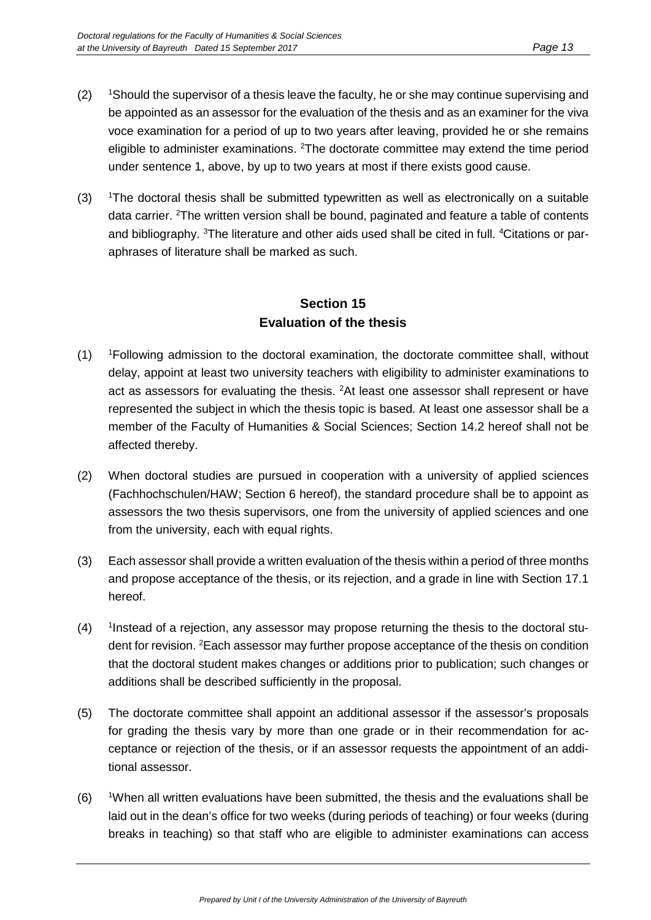(2) [1]Should the supervisor of a thesis leave the faculty, he or she may continue supervising and be appointed as an assessor for the evaluation of the thesis and as an examiner for the viva voce examination for a period of up to two years after leaving, provided he or she remains eligible to administer examinations. [2]The doctorate committee may extend the time period under sentence 1, above, by up to two years at most if there exists good cause.

(3) [1]The doctoral thesis shall be submitted typewritten as well as electronically on a suitable data carrier. [2]The written version shall be bound, paginated and feature a table of contents and bibliography. [3]The literature and other aids used shall be cited in full. [4]Citations or paraphrases of literature shall be marked as such.

## Section 15
## Evaluation of the thesis

(1) [1]Following admission to the doctoral examination, the doctorate committee shall, without delay, appoint at least two university teachers with eligibility to administer examinations to act as assessors for evaluating the thesis. [2]At least one assessor shall represent or have represented the subject in which the thesis topic is based. At least one assessor shall be a member of the Faculty of Humanities & Social Sciences; Section 14.2 hereof shall not be affected thereby.

(2) When doctoral studies are pursued in cooperation with a university of applied sciences (Fachhochschulen/HAW; Section 6 hereof), the standard procedure shall be to appoint as assessors the two thesis supervisors, one from the university of applied sciences and one from the university, each with equal rights.

(3) Each assessor shall provide a written evaluation of the thesis within a period of three months and propose acceptance of the thesis, or its rejection, and a grade in line with Section 17.1 hereof.

(4) [1]Instead of a rejection, any assessor may propose returning the thesis to the doctoral student for revision. [2]Each assessor may further propose acceptance of the thesis on condition that the doctoral student makes changes or additions prior to publication; such changes or additions shall be described sufficiently in the proposal.

(5) The doctorate committee shall appoint an additional assessor if the assessor's proposals for grading the thesis vary by more than one grade or in their recommendation for acceptance or rejection of the thesis, or if an assessor requests the appointment of an additional assessor.

(6) [1]When all written evaluations have been submitted, the thesis and the evaluations shall be laid out in the dean's office for two weeks (during periods of teaching) or four weeks (during breaks in teaching) so that staff who are eligible to administer examinations can access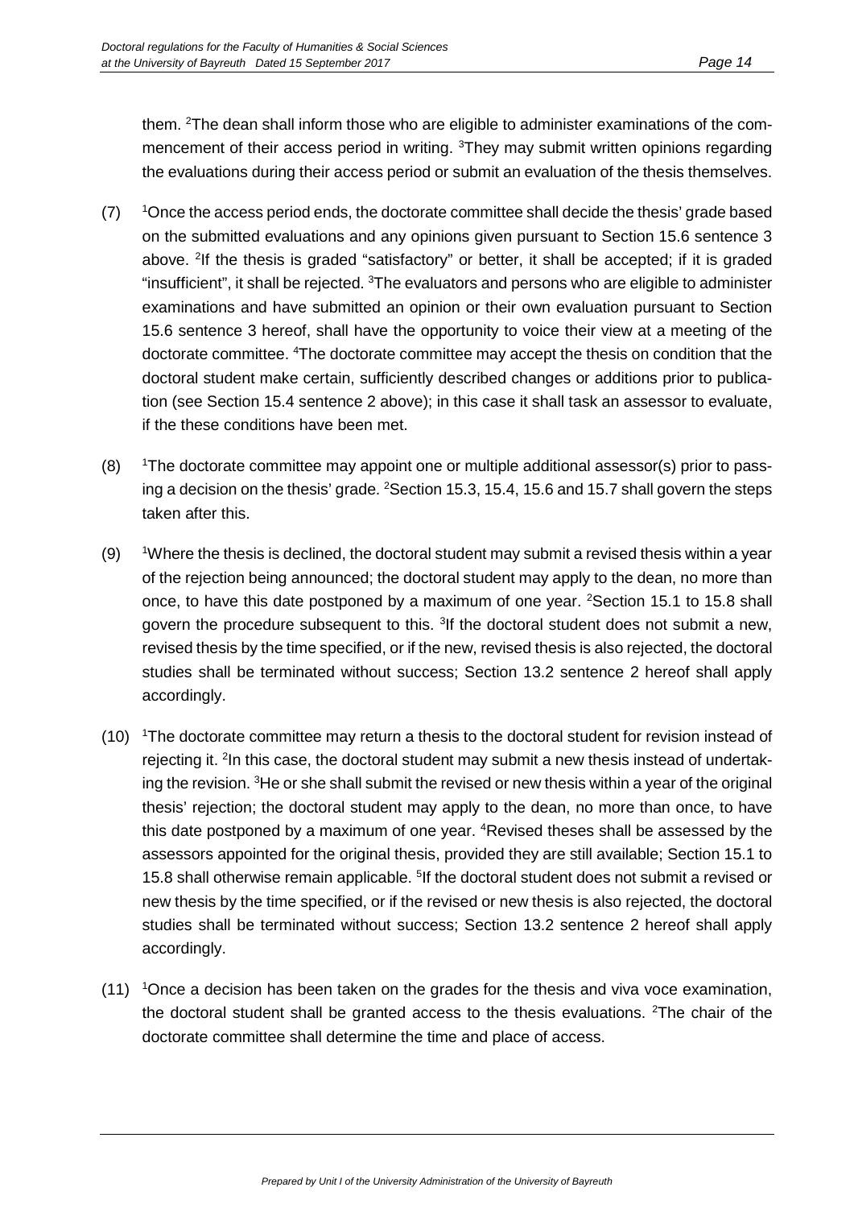them. [2]The dean shall inform those who are eligible to administer examinations of the commencement of their access period in writing. [3]They may submit written opinions regarding the evaluations during their access period or submit an evaluation of the thesis themselves.

(7) [1]Once the access period ends, the doctorate committee shall decide the thesis' grade based on the submitted evaluations and any opinions given pursuant to Section 15.6 sentence 3 above. [2]If the thesis is graded "satisfactory" or better, it shall be accepted; if it is graded "insufficient", it shall be rejected. [3]The evaluators and persons who are eligible to administer examinations and have submitted an opinion or their own evaluation pursuant to Section 15.6 sentence 3 hereof, shall have the opportunity to voice their view at a meeting of the doctorate committee. [4]The doctorate committee may accept the thesis on condition that the doctoral student make certain, sufficiently described changes or additions prior to publication (see Section 15.4 sentence 2 above); in this case it shall task an assessor to evaluate, if the these conditions have been met.

(8) [1]The doctorate committee may appoint one or multiple additional assessor(s) prior to passing a decision on the thesis' grade. [2]Section 15.3, 15.4, 15.6 and 15.7 shall govern the steps taken after this.

(9) [1]Where the thesis is declined, the doctoral student may submit a revised thesis within a year of the rejection being announced; the doctoral student may apply to the dean, no more than once, to have this date postponed by a maximum of one year. [2]Section 15.1 to 15.8 shall govern the procedure subsequent to this. [3]If the doctoral student does not submit a new, revised thesis by the time specified, or if the new, revised thesis is also rejected, the doctoral studies shall be terminated without success; Section 13.2 sentence 2 hereof shall apply accordingly.

(10) [1]The doctorate committee may return a thesis to the doctoral student for revision instead of rejecting it. [2]In this case, the doctoral student may submit a new thesis instead of undertaking the revision. [3]He or she shall submit the revised or new thesis within a year of the original thesis' rejection; the doctoral student may apply to the dean, no more than once, to have this date postponed by a maximum of one year. [4]Revised theses shall be assessed by the assessors appointed for the original thesis, provided they are still available; Section 15.1 to 15.8 shall otherwise remain applicable. [5]If the doctoral student does not submit a revised or new thesis by the time specified, or if the revised or new thesis is also rejected, the doctoral studies shall be terminated without success; Section 13.2 sentence 2 hereof shall apply accordingly.

(11) [1]Once a decision has been taken on the grades for the thesis and viva voce examination, the doctoral student shall be granted access to the thesis evaluations. [2]The chair of the doctorate committee shall determine the time and place of access.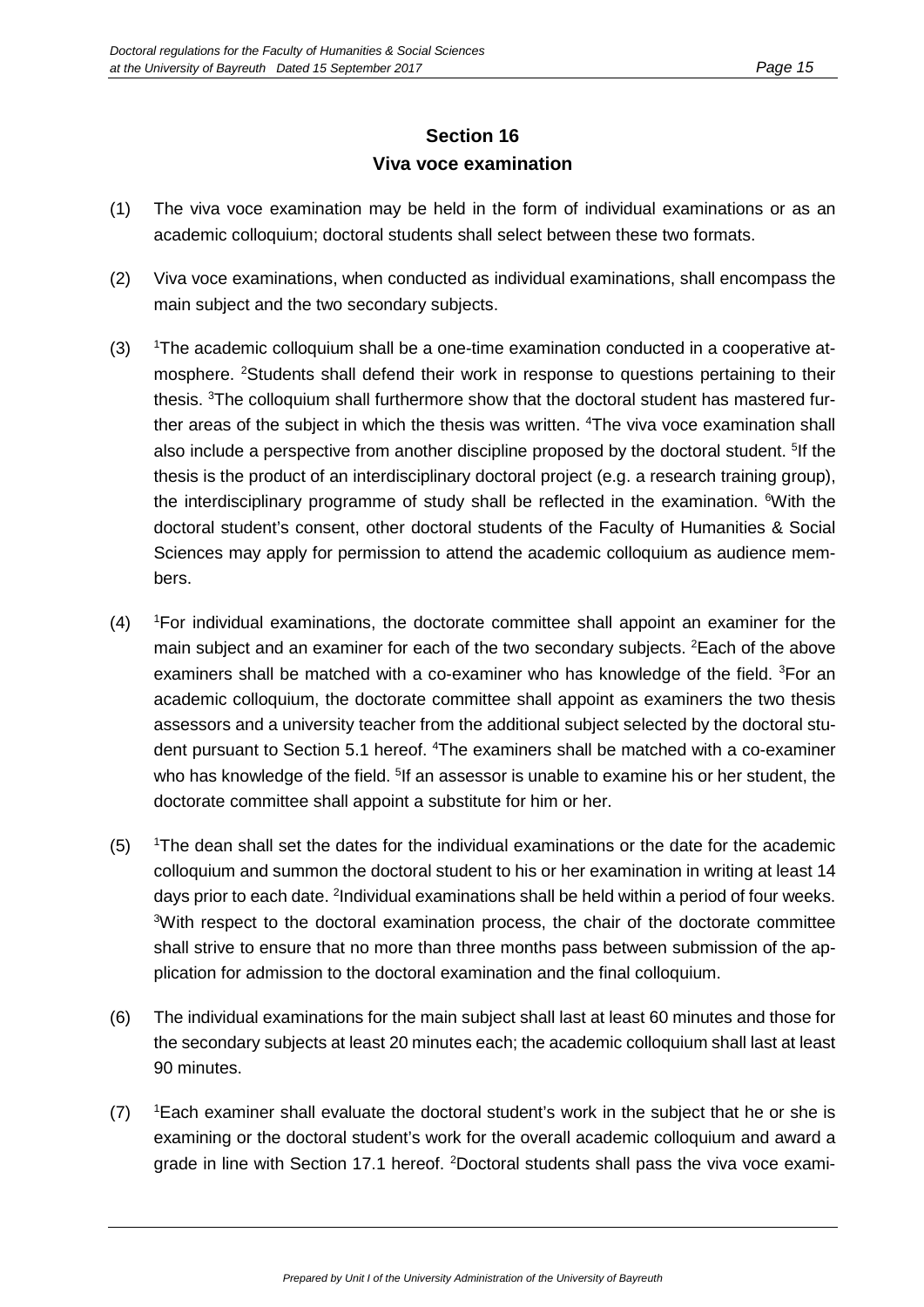## Section 16
## Viva voce examination

(1) The viva voce examination may be held in the form of individual examinations or as an academic colloquium; doctoral students shall select between these two formats.

(2) Viva voce examinations, when conducted as individual examinations, shall encompass the main subject and the two secondary subjects.

(3) [1]The academic colloquium shall be a one-time examination conducted in a cooperative atmosphere. [2]Students shall defend their work in response to questions pertaining to their thesis. [3]The colloquium shall furthermore show that the doctoral student has mastered further areas of the subject in which the thesis was written. [4]The viva voce examination shall also include a perspective from another discipline proposed by the doctoral student. [5]If the thesis is the product of an interdisciplinary doctoral project (e.g. a research training group), the interdisciplinary programme of study shall be reflected in the examination. [6]With the doctoral student's consent, other doctoral students of the Faculty of Humanities & Social Sciences may apply for permission to attend the academic colloquium as audience members.

(4) [1]For individual examinations, the doctorate committee shall appoint an examiner for the main subject and an examiner for each of the two secondary subjects. [2]Each of the above examiners shall be matched with a co-examiner who has knowledge of the field. [3]For an academic colloquium, the doctorate committee shall appoint as examiners the two thesis assessors and a university teacher from the additional subject selected by the doctoral student pursuant to Section 5.1 hereof. [4]The examiners shall be matched with a co-examiner who has knowledge of the field. [5]If an assessor is unable to examine his or her student, the doctorate committee shall appoint a substitute for him or her.

(5) [1]The dean shall set the dates for the individual examinations or the date for the academic colloquium and summon the doctoral student to his or her examination in writing at least 14 days prior to each date. [2]Individual examinations shall be held within a period of four weeks. [3]With respect to the doctoral examination process, the chair of the doctorate committee shall strive to ensure that no more than three months pass between submission of the application for admission to the doctoral examination and the final colloquium.

(6) The individual examinations for the main subject shall last at least 60 minutes and those for the secondary subjects at least 20 minutes each; the academic colloquium shall last at least 90 minutes.

(7) [1]Each examiner shall evaluate the doctoral student's work in the subject that he or she is examining or the doctoral student's work for the overall academic colloquium and award a grade in line with Section 17.1 hereof. [2]Doctoral students shall pass the viva voce exami-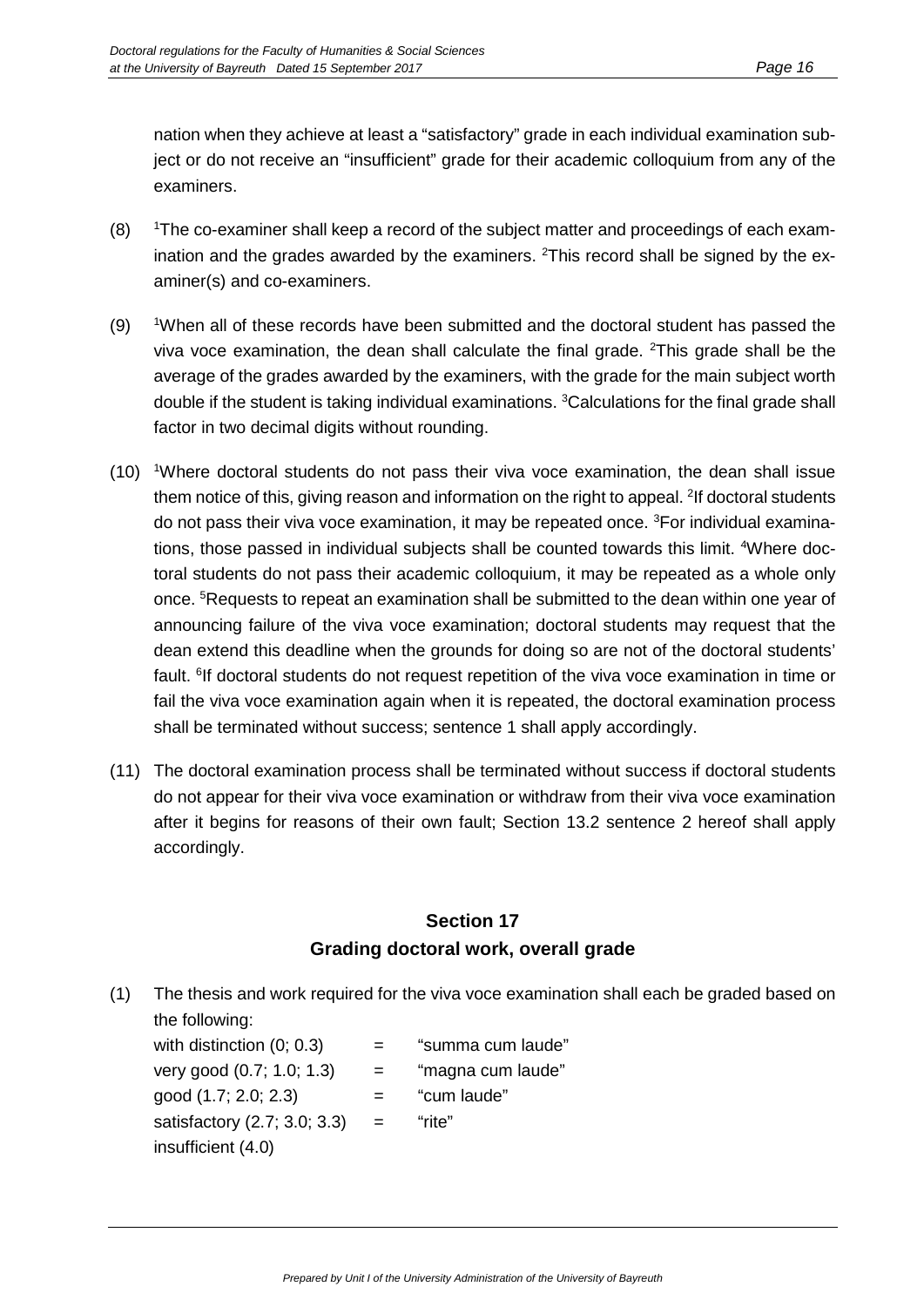nation when they achieve at least a "satisfactory" grade in each individual examination subject or do not receive an "insufficient" grade for their academic colloquium from any of the examiners.

(8) [1]The co-examiner shall keep a record of the subject matter and proceedings of each examination and the grades awarded by the examiners. [2]This record shall be signed by the examiner(s) and co-examiners.

(9) [1]When all of these records have been submitted and the doctoral student has passed the viva voce examination, the dean shall calculate the final grade. [2]This grade shall be the average of the grades awarded by the examiners, with the grade for the main subject worth double if the student is taking individual examinations. [3]Calculations for the final grade shall factor in two decimal digits without rounding.

(10) [1]Where doctoral students do not pass their viva voce examination, the dean shall issue them notice of this, giving reason and information on the right to appeal. [2]If doctoral students do not pass their viva voce examination, it may be repeated once. [3]For individual examinations, those passed in individual subjects shall be counted towards this limit. [4]Where doctoral students do not pass their academic colloquium, it may be repeated as a whole only once. [5]Requests to repeat an examination shall be submitted to the dean within one year of announcing failure of the viva voce examination; doctoral students may request that the dean extend this deadline when the grounds for doing so are not of the doctoral students' fault. [6]If doctoral students do not request repetition of the viva voce examination in time or fail the viva voce examination again when it is repeated, the doctoral examination process shall be terminated without success; sentence 1 shall apply accordingly.

(11) The doctoral examination process shall be terminated without success if doctoral students do not appear for their viva voce examination or withdraw from their viva voce examination after it begins for reasons of their own fault; Section 13.2 sentence 2 hereof shall apply accordingly.

## Section 17
## Grading doctoral work, overall grade

(1) The thesis and work required for the viva voce examination shall each be graded based on the following:

| | | |
|---|---|---|
| with distinction (0; 0.3) | = | "summa cum laude" |
| very good (0.7; 1.0; 1.3) | = | "magna cum laude" |
| good (1.7; 2.0; 2.3) | = | "cum laude" |
| satisfactory (2.7; 3.0; 3.3) | = | "rite" |
| insufficient (4.0) | | |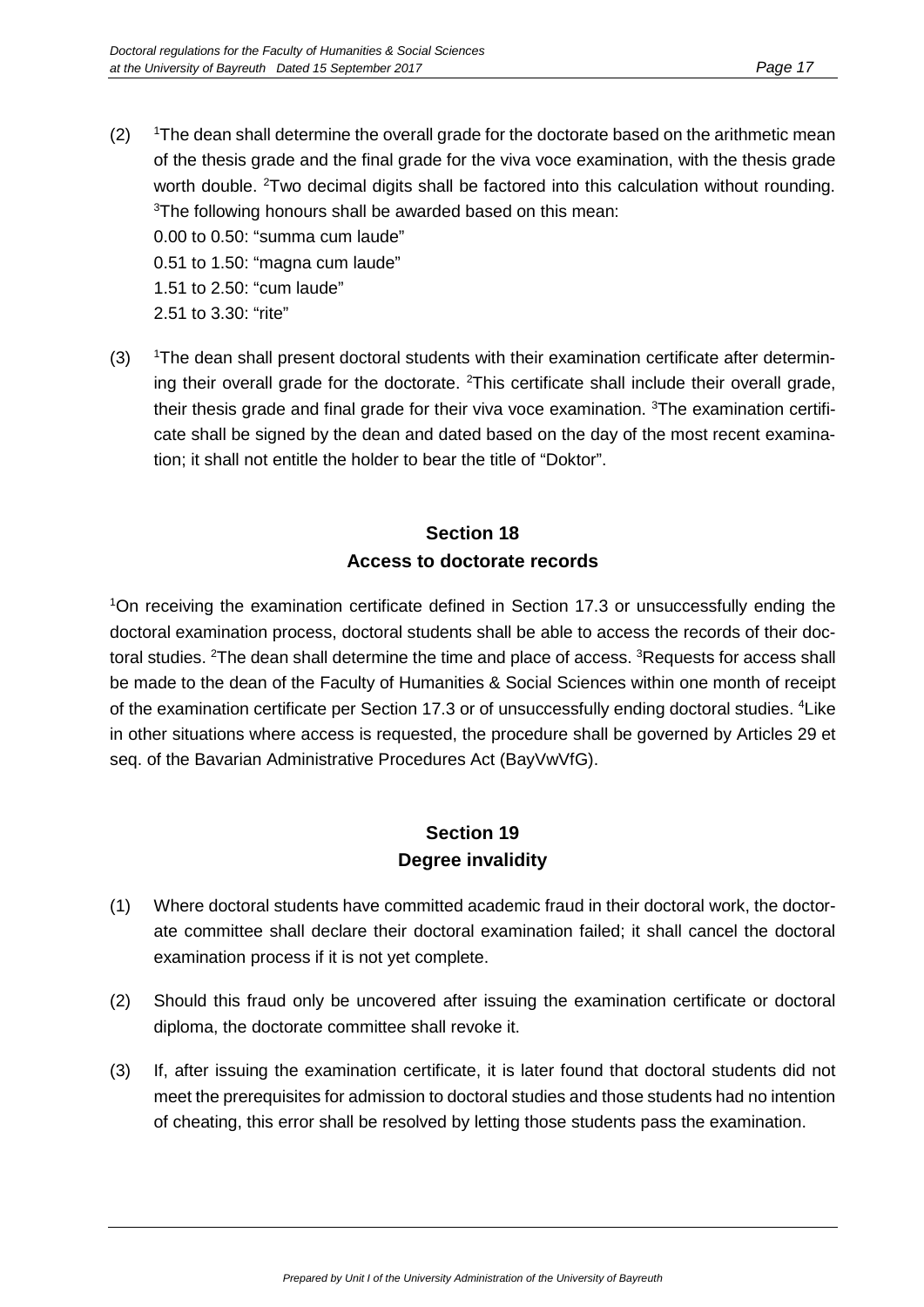(2) [1]The dean shall determine the overall grade for the doctorate based on the arithmetic mean of the thesis grade and the final grade for the viva voce examination, with the thesis grade worth double. [2]Two decimal digits shall be factored into this calculation without rounding. [3]The following honours shall be awarded based on this mean:
0.00 to 0.50: "summa cum laude"
0.51 to 1.50: "magna cum laude"
1.51 to 2.50: "cum laude"
2.51 to 3.30: "rite"

(3) [1]The dean shall present doctoral students with their examination certificate after determining their overall grade for the doctorate. [2]This certificate shall include their overall grade, their thesis grade and final grade for their viva voce examination. [3]The examination certificate shall be signed by the dean and dated based on the day of the most recent examination; it shall not entitle the holder to bear the title of "Doktor".

## Section 18
## Access to doctorate records

[1]On receiving the examination certificate defined in Section 17.3 or unsuccessfully ending the doctoral examination process, doctoral students shall be able to access the records of their doctoral studies. [2]The dean shall determine the time and place of access. [3]Requests for access shall be made to the dean of the Faculty of Humanities & Social Sciences within one month of receipt of the examination certificate per Section 17.3 or of unsuccessfully ending doctoral studies. [4]Like in other situations where access is requested, the procedure shall be governed by Articles 29 et seq. of the Bavarian Administrative Procedures Act (BayVwVfG).

## Section 19
## Degree invalidity

(1) Where doctoral students have committed academic fraud in their doctoral work, the doctorate committee shall declare their doctoral examination failed; it shall cancel the doctoral examination process if it is not yet complete.

(2) Should this fraud only be uncovered after issuing the examination certificate or doctoral diploma, the doctorate committee shall revoke it.

(3) If, after issuing the examination certificate, it is later found that doctoral students did not meet the prerequisites for admission to doctoral studies and those students had no intention of cheating, this error shall be resolved by letting those students pass the examination.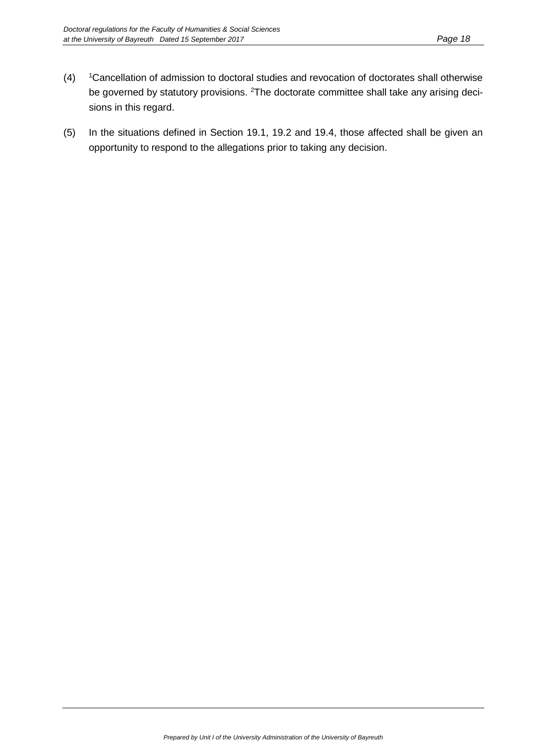(4) [1]Cancellation of admission to doctoral studies and revocation of doctorates shall otherwise be governed by statutory provisions. [2]The doctorate committee shall take any arising decisions in this regard.

(5) In the situations defined in Section 19.1, 19.2 and 19.4, those affected shall be given an opportunity to respond to the allegations prior to taking any decision.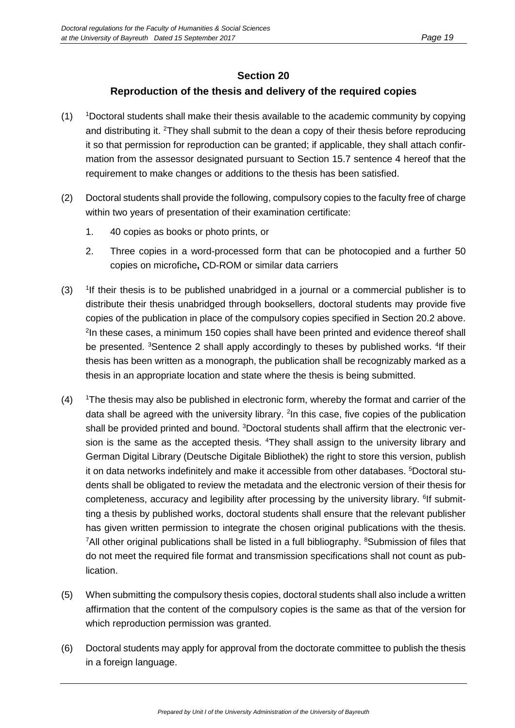## Section 20

## Reproduction of the thesis and delivery of the required copies

(1) [1]Doctoral students shall make their thesis available to the academic community by copying and distributing it. [2]They shall submit to the dean a copy of their thesis before reproducing it so that permission for reproduction can be granted; if applicable, they shall attach confirmation from the assessor designated pursuant to Section 15.7 sentence 4 hereof that the requirement to make changes or additions to the thesis has been satisfied.

(2) Doctoral students shall provide the following, compulsory copies to the faculty free of charge within two years of presentation of their examination certificate:

1. 40 copies as books or photo prints, or
2. Three copies in a word-processed form that can be photocopied and a further 50 copies on microfiche**,** CD-ROM or similar data carriers

(3) [1]If their thesis is to be published unabridged in a journal or a commercial publisher is to distribute their thesis unabridged through booksellers, doctoral students may provide five copies of the publication in place of the compulsory copies specified in Section 20.2 above. [2]In these cases, a minimum 150 copies shall have been printed and evidence thereof shall be presented. [3]Sentence 2 shall apply accordingly to theses by published works. [4]If their thesis has been written as a monograph, the publication shall be recognizably marked as a thesis in an appropriate location and state where the thesis is being submitted.

(4) [1]The thesis may also be published in electronic form, whereby the format and carrier of the data shall be agreed with the university library. [2]In this case, five copies of the publication shall be provided printed and bound. [3]Doctoral students shall affirm that the electronic version is the same as the accepted thesis. [4]They shall assign to the university library and German Digital Library (Deutsche Digitale Bibliothek) the right to store this version, publish it on data networks indefinitely and make it accessible from other databases. [5]Doctoral students shall be obligated to review the metadata and the electronic version of their thesis for completeness, accuracy and legibility after processing by the university library. [6]If submitting a thesis by published works, doctoral students shall ensure that the relevant publisher has given written permission to integrate the chosen original publications with the thesis. [7]All other original publications shall be listed in a full bibliography. [8]Submission of files that do not meet the required file format and transmission specifications shall not count as publication.

(5) When submitting the compulsory thesis copies, doctoral students shall also include a written affirmation that the content of the compulsory copies is the same as that of the version for which reproduction permission was granted.

(6) Doctoral students may apply for approval from the doctorate committee to publish the thesis in a foreign language.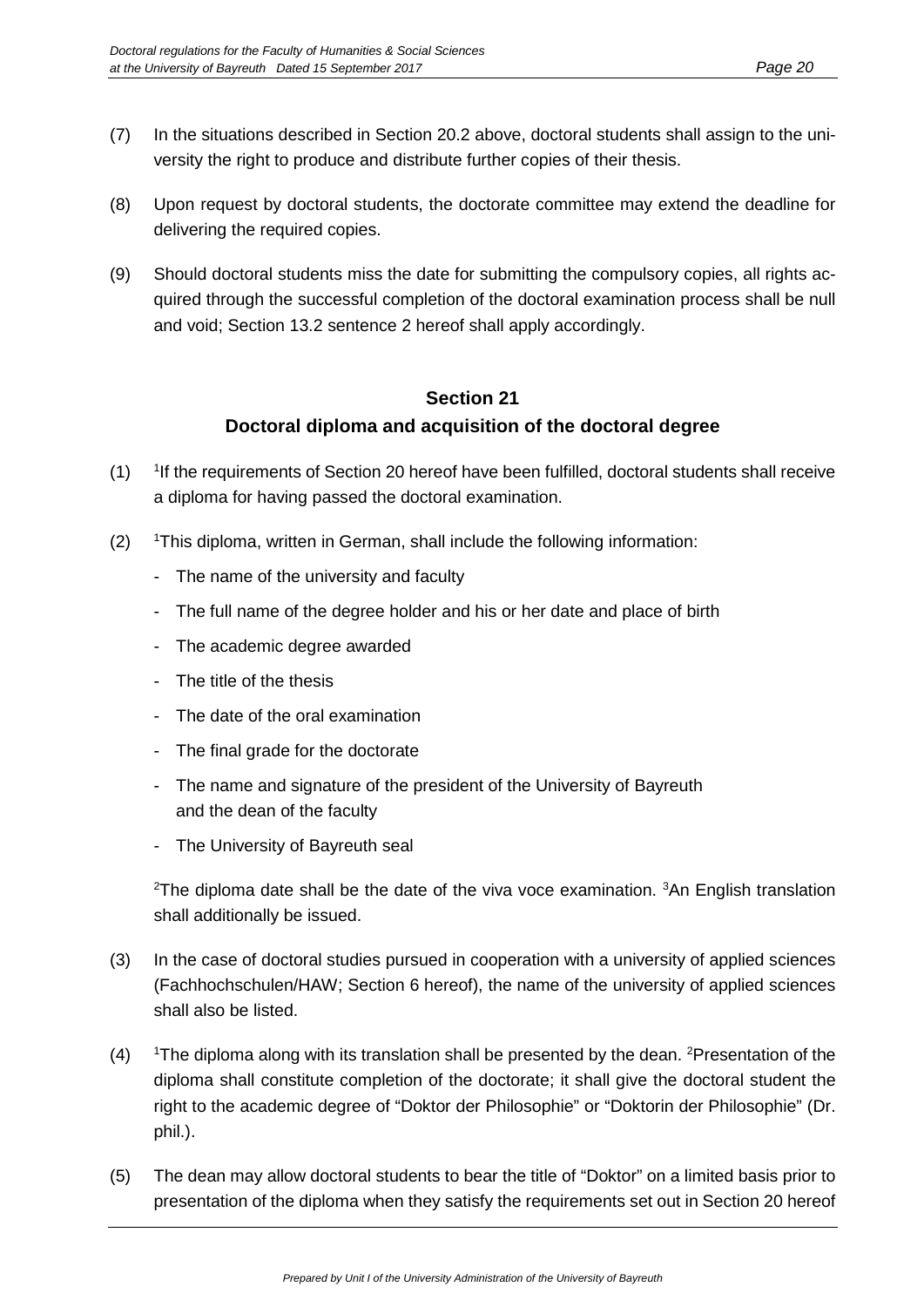(7) In the situations described in Section 20.2 above, doctoral students shall assign to the university the right to produce and distribute further copies of their thesis.

(8) Upon request by doctoral students, the doctorate committee may extend the deadline for delivering the required copies.

(9) Should doctoral students miss the date for submitting the compulsory copies, all rights acquired through the successful completion of the doctoral examination process shall be null and void; Section 13.2 sentence 2 hereof shall apply accordingly.

## Section 21
## Doctoral diploma and acquisition of the doctoral degree

(1) [1]If the requirements of Section 20 hereof have been fulfilled, doctoral students shall receive a diploma for having passed the doctoral examination.

(2) [1]This diploma, written in German, shall include the following information:

- The name of the university and faculty
- The full name of the degree holder and his or her date and place of birth
- The academic degree awarded
- The title of the thesis
- The date of the oral examination
- The final grade for the doctorate
- The name and signature of the president of the University of Bayreuth and the dean of the faculty
- The University of Bayreuth seal

[2]The diploma date shall be the date of the viva voce examination. [3]An English translation shall additionally be issued.

(3) In the case of doctoral studies pursued in cooperation with a university of applied sciences (Fachhochschulen/HAW; Section 6 hereof), the name of the university of applied sciences shall also be listed.

(4) [1]The diploma along with its translation shall be presented by the dean. [2]Presentation of the diploma shall constitute completion of the doctorate; it shall give the doctoral student the right to the academic degree of “Doktor der Philosophie” or “Doktorin der Philosophie” (Dr. phil.).

(5) The dean may allow doctoral students to bear the title of “Doktor” on a limited basis prior to presentation of the diploma when they satisfy the requirements set out in Section 20 hereof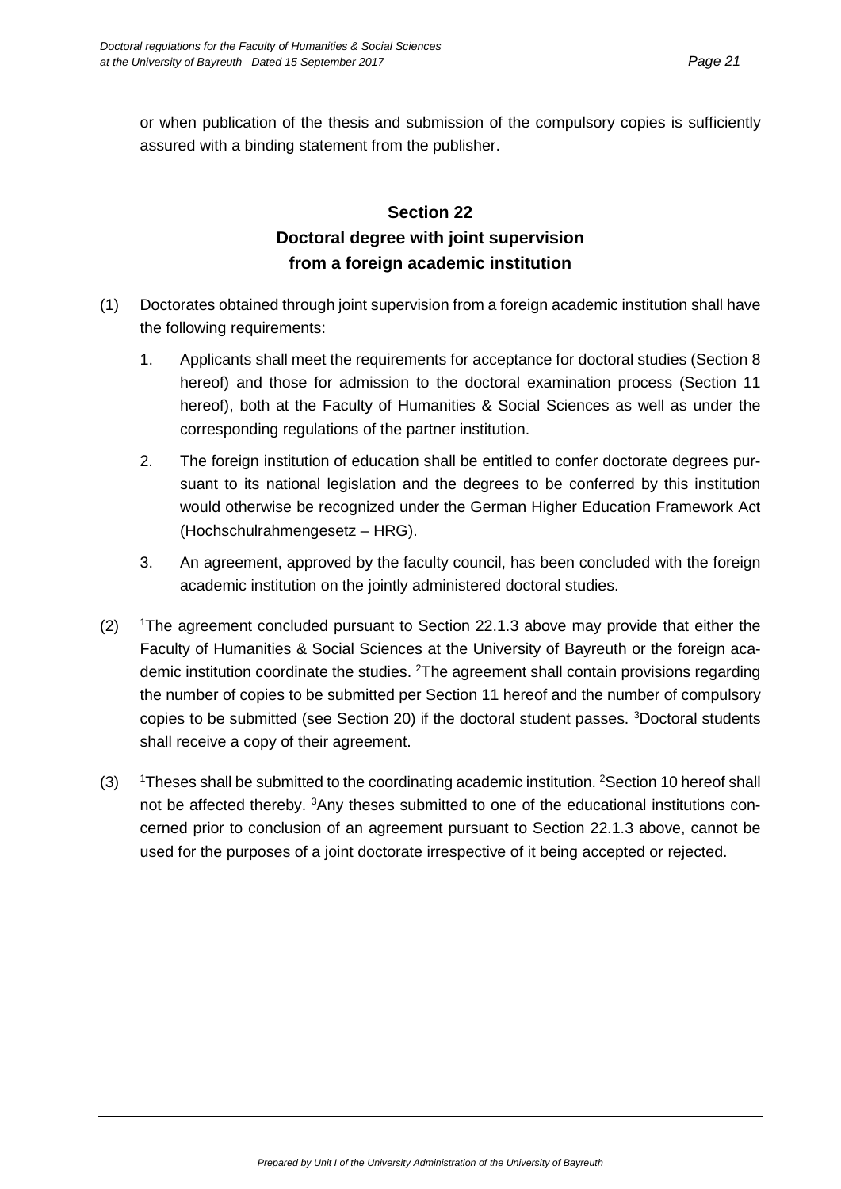or when publication of the thesis and submission of the compulsory copies is sufficiently assured with a binding statement from the publisher.

## Section 22
## Doctoral degree with joint supervision from a foreign academic institution

(1) Doctorates obtained through joint supervision from a foreign academic institution shall have the following requirements:

1. Applicants shall meet the requirements for acceptance for doctoral studies (Section 8 hereof) and those for admission to the doctoral examination process (Section 11 hereof), both at the Faculty of Humanities & Social Sciences as well as under the corresponding regulations of the partner institution.

2. The foreign institution of education shall be entitled to confer doctorate degrees pursuant to its national legislation and the degrees to be conferred by this institution would otherwise be recognized under the German Higher Education Framework Act (Hochschulrahmengesetz – HRG).

3. An agreement, approved by the faculty council, has been concluded with the foreign academic institution on the jointly administered doctoral studies.

(2) [1]The agreement concluded pursuant to Section 22.1.3 above may provide that either the Faculty of Humanities & Social Sciences at the University of Bayreuth or the foreign academic institution coordinate the studies. [2]The agreement shall contain provisions regarding the number of copies to be submitted per Section 11 hereof and the number of compulsory copies to be submitted (see Section 20) if the doctoral student passes. [3]Doctoral students shall receive a copy of their agreement.

(3) [1]Theses shall be submitted to the coordinating academic institution. [2]Section 10 hereof shall not be affected thereby. [3]Any theses submitted to one of the educational institutions concerned prior to conclusion of an agreement pursuant to Section 22.1.3 above, cannot be used for the purposes of a joint doctorate irrespective of it being accepted or rejected.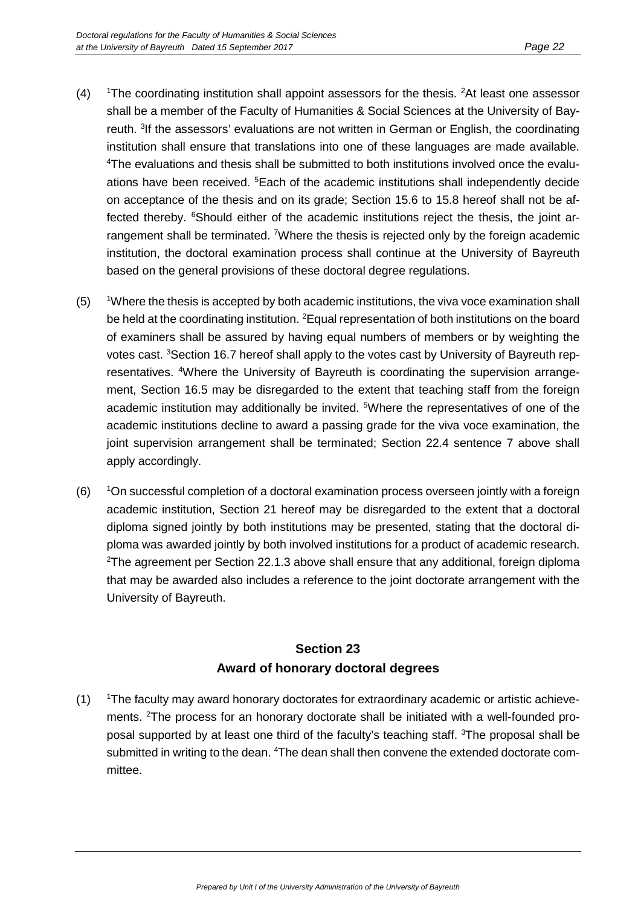(4) [1]The coordinating institution shall appoint assessors for the thesis. [2]At least one assessor shall be a member of the Faculty of Humanities & Social Sciences at the University of Bayreuth. [3]If the assessors' evaluations are not written in German or English, the coordinating institution shall ensure that translations into one of these languages are made available. [4]The evaluations and thesis shall be submitted to both institutions involved once the evaluations have been received. [5]Each of the academic institutions shall independently decide on acceptance of the thesis and on its grade; Section 15.6 to 15.8 hereof shall not be affected thereby. [6]Should either of the academic institutions reject the thesis, the joint arrangement shall be terminated. [7]Where the thesis is rejected only by the foreign academic institution, the doctoral examination process shall continue at the University of Bayreuth based on the general provisions of these doctoral degree regulations.

(5) [1]Where the thesis is accepted by both academic institutions, the viva voce examination shall be held at the coordinating institution. [2]Equal representation of both institutions on the board of examiners shall be assured by having equal numbers of members or by weighting the votes cast. [3]Section 16.7 hereof shall apply to the votes cast by University of Bayreuth representatives. [4]Where the University of Bayreuth is coordinating the supervision arrangement, Section 16.5 may be disregarded to the extent that teaching staff from the foreign academic institution may additionally be invited. [5]Where the representatives of one of the academic institutions decline to award a passing grade for the viva voce examination, the joint supervision arrangement shall be terminated; Section 22.4 sentence 7 above shall apply accordingly.

(6) [1]On successful completion of a doctoral examination process overseen jointly with a foreign academic institution, Section 21 hereof may be disregarded to the extent that a doctoral diploma signed jointly by both institutions may be presented, stating that the doctoral diploma was awarded jointly by both involved institutions for a product of academic research. [2]The agreement per Section 22.1.3 above shall ensure that any additional, foreign diploma that may be awarded also includes a reference to the joint doctorate arrangement with the University of Bayreuth.

## Section 23
## Award of honorary doctoral degrees

(1) [1]The faculty may award honorary doctorates for extraordinary academic or artistic achievements. [2]The process for an honorary doctorate shall be initiated with a well-founded proposal supported by at least one third of the faculty's teaching staff. [3]The proposal shall be submitted in writing to the dean. [4]The dean shall then convene the extended doctorate committee.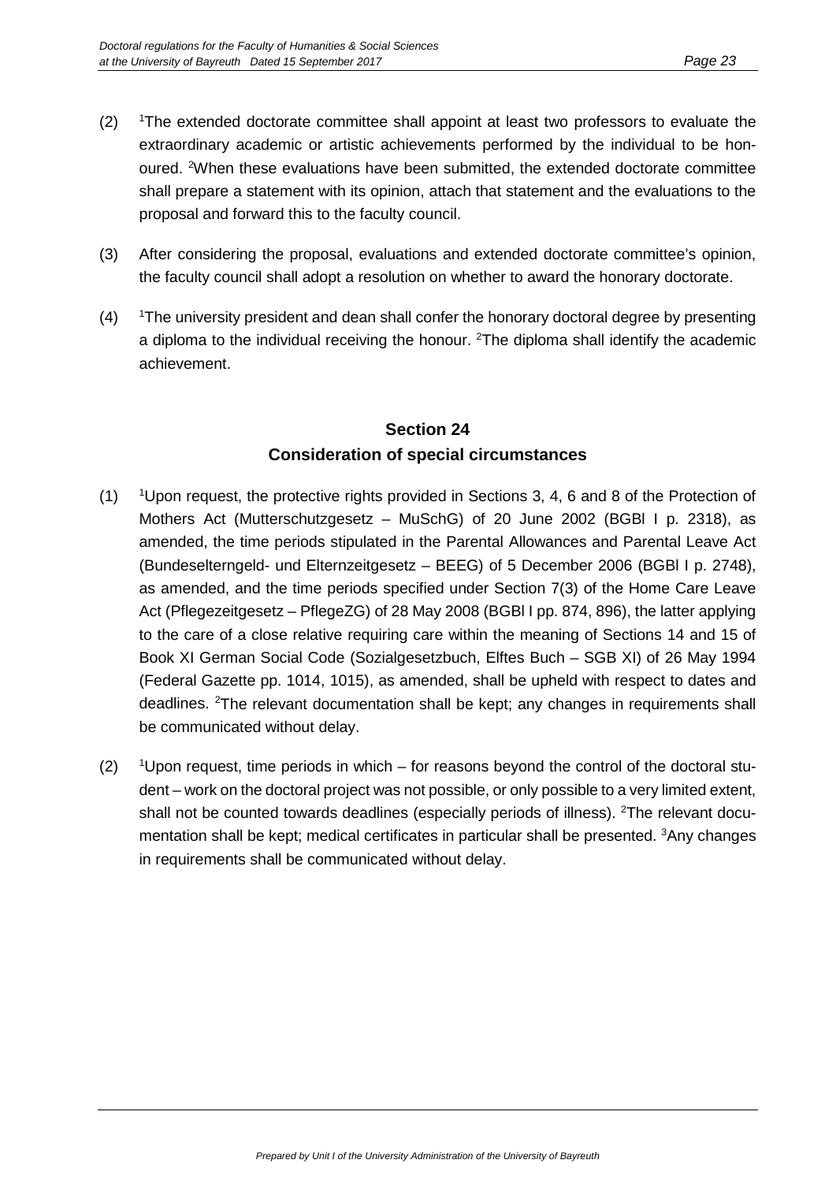(2) [1]The extended doctorate committee shall appoint at least two professors to evaluate the extraordinary academic or artistic achievements performed by the individual to be honoured. [2]When these evaluations have been submitted, the extended doctorate committee shall prepare a statement with its opinion, attach that statement and the evaluations to the proposal and forward this to the faculty council.

(3) After considering the proposal, evaluations and extended doctorate committee's opinion, the faculty council shall adopt a resolution on whether to award the honorary doctorate.

(4) [1]The university president and dean shall confer the honorary doctoral degree by presenting a diploma to the individual receiving the honour. [2]The diploma shall identify the academic achievement.

## Section 24
## Consideration of special circumstances

(1) [1]Upon request, the protective rights provided in Sections 3, 4, 6 and 8 of the Protection of Mothers Act (Mutterschutzgesetz – MuSchG) of 20 June 2002 (BGBl I p. 2318), as amended, the time periods stipulated in the Parental Allowances and Parental Leave Act (Bundeselterngeld- und Elternzeitgesetz – BEEG) of 5 December 2006 (BGBl I p. 2748), as amended, and the time periods specified under Section 7(3) of the Home Care Leave Act (Pflegezeitgesetz – PflegeZG) of 28 May 2008 (BGBl I pp. 874, 896), the latter applying to the care of a close relative requiring care within the meaning of Sections 14 and 15 of Book XI German Social Code (Sozialgesetzbuch, Elftes Buch – SGB XI) of 26 May 1994 (Federal Gazette pp. 1014, 1015), as amended, shall be upheld with respect to dates and deadlines. [2]The relevant documentation shall be kept; any changes in requirements shall be communicated without delay.

(2) [1]Upon request, time periods in which – for reasons beyond the control of the doctoral student – work on the doctoral project was not possible, or only possible to a very limited extent, shall not be counted towards deadlines (especially periods of illness). [2]The relevant documentation shall be kept; medical certificates in particular shall be presented. [3]Any changes in requirements shall be communicated without delay.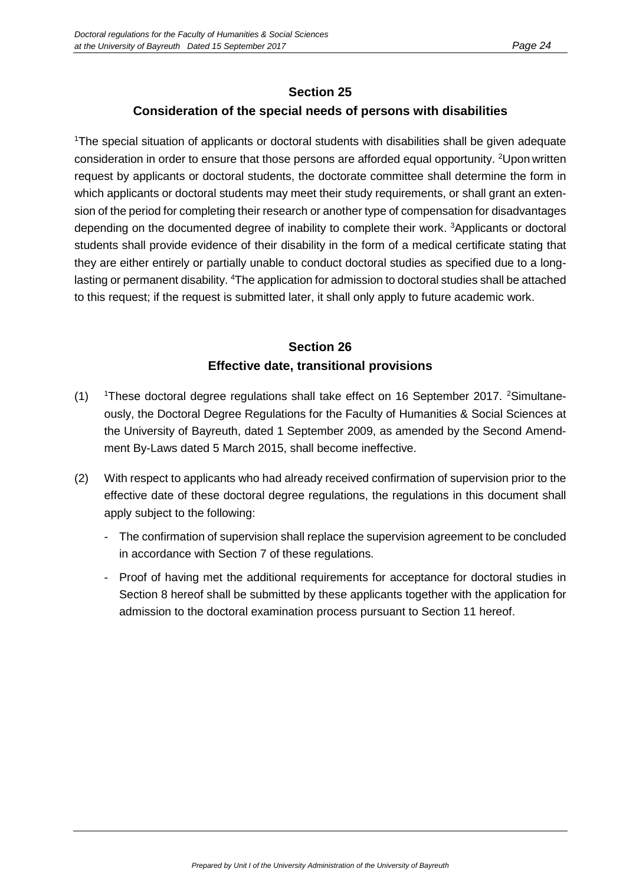## Section 25
## Consideration of the special needs of persons with disabilities

[1]The special situation of applicants or doctoral students with disabilities shall be given adequate consideration in order to ensure that those persons are afforded equal opportunity. [2]Upon written request by applicants or doctoral students, the doctorate committee shall determine the form in which applicants or doctoral students may meet their study requirements, or shall grant an extension of the period for completing their research or another type of compensation for disadvantages depending on the documented degree of inability to complete their work. [3]Applicants or doctoral students shall provide evidence of their disability in the form of a medical certificate stating that they are either entirely or partially unable to conduct doctoral studies as specified due to a long-lasting or permanent disability. [4]The application for admission to doctoral studies shall be attached to this request; if the request is submitted later, it shall only apply to future academic work.

## Section 26
## Effective date, transitional provisions

(1) [1]These doctoral degree regulations shall take effect on 16 September 2017. [2]Simultaneously, the Doctoral Degree Regulations for the Faculty of Humanities & Social Sciences at the University of Bayreuth, dated 1 September 2009, as amended by the Second Amendment By-Laws dated 5 March 2015, shall become ineffective.

(2) With respect to applicants who had already received confirmation of supervision prior to the effective date of these doctoral degree regulations, the regulations in this document shall apply subject to the following:

- The confirmation of supervision shall replace the supervision agreement to be concluded in accordance with Section 7 of these regulations.
- Proof of having met the additional requirements for acceptance for doctoral studies in Section 8 hereof shall be submitted by these applicants together with the application for admission to the doctoral examination process pursuant to Section 11 hereof.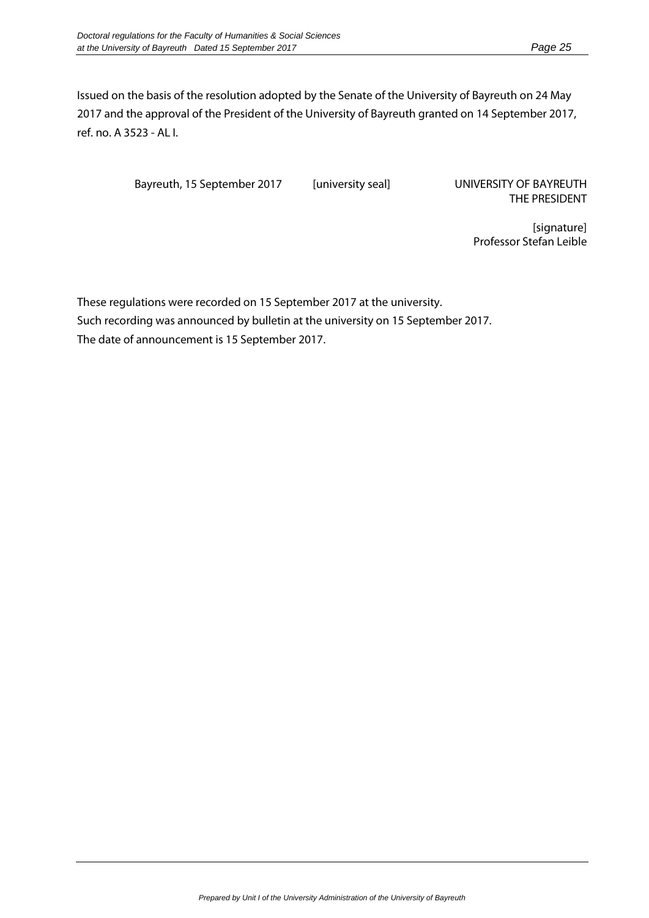Issued on the basis of the resolution adopted by the Senate of the University of Bayreuth on 24 May 2017 and the approval of the President of the University of Bayreuth granted on 14 September 2017, ref. no. A 3523 - AL I.

Bayreuth, 15 September 2017    [university seal]    UNIVERSITY OF BAYREUTH
THE PRESIDENT

[signature]
Professor Stefan Leible

These regulations were recorded on 15 September 2017 at the university.
Such recording was announced by bulletin at the university on 15 September 2017.
The date of announcement is 15 September 2017.